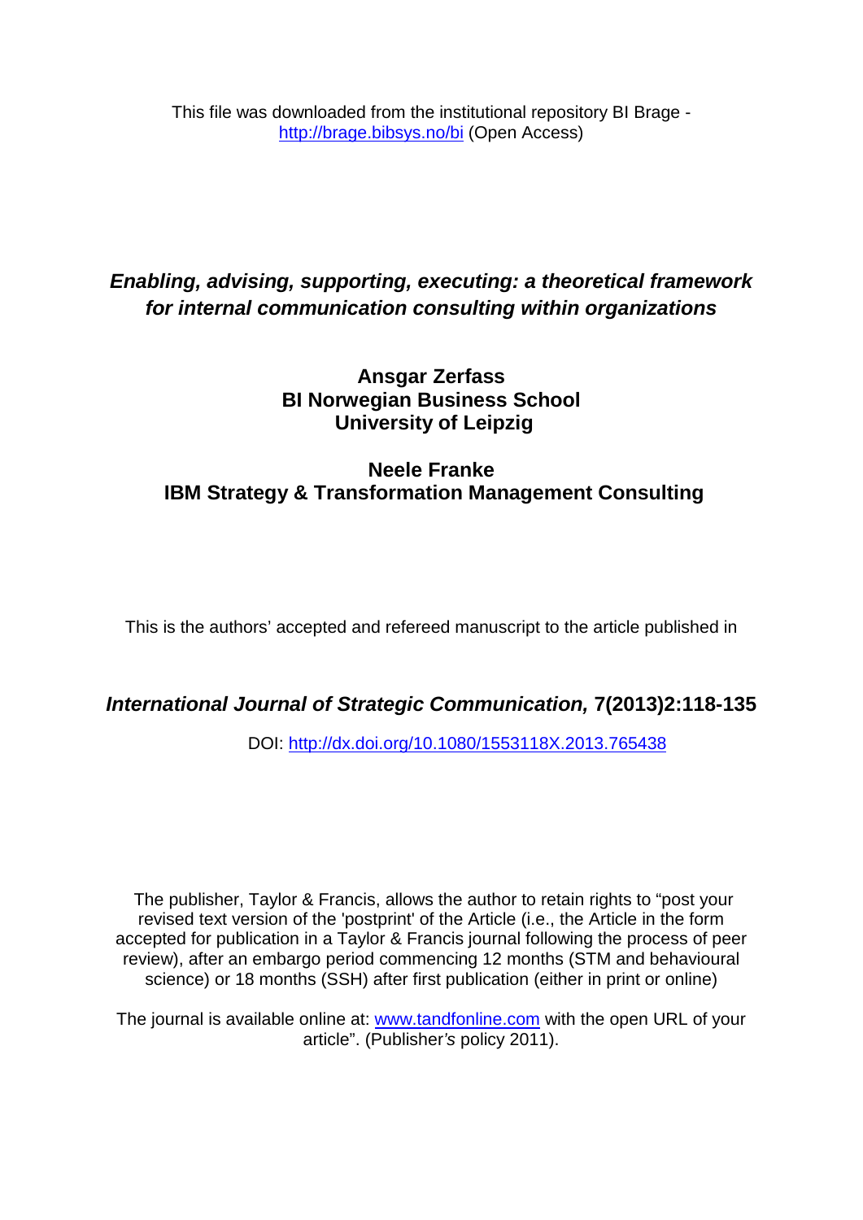This file was downloaded from the institutional repository BI Brage - http://brage.bibsys.no/bi (Open Access)

# *Enabling, advising, supporting, executing: a theoretical framework for internal communication consulting within organizations*

**Ansgar Zerfass**
**BI Norwegian Business School**
**University of Leipzig**

**Neele Franke**
**IBM Strategy & Transformation Management Consulting**

This is the authors' accepted and refereed manuscript to the article published in

***International Journal of Strategic Communication,* 7(2013)2:118-135**

DOI: http://dx.doi.org/10.1080/1553118X.2013.765438

The publisher, Taylor & Francis, allows the author to retain rights to "post your revised text version of the 'postprint' of the Article (i.e., the Article in the form accepted for publication in a Taylor & Francis journal following the process of peer review), after an embargo period commencing 12 months (STM and behavioural science) or 18 months (SSH) after first publication (either in print or online)

The journal is available online at: www.tandfonline.com with the open URL of your article". (Publisher's policy 2011).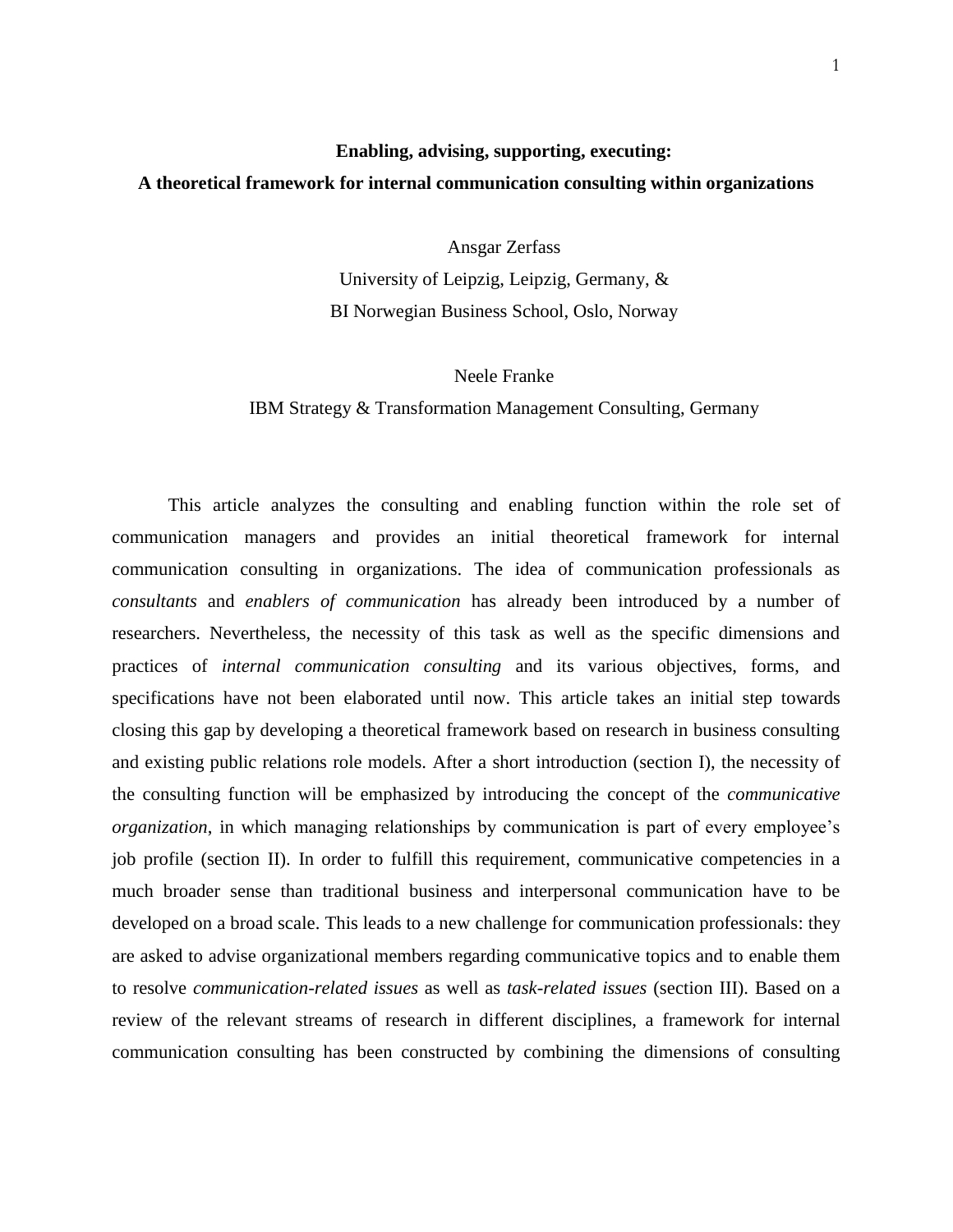**Enabling, advising, supporting, executing:**
**A theoretical framework for internal communication consulting within organizations**

Ansgar Zerfass
University of Leipzig, Leipzig, Germany, &
BI Norwegian Business School, Oslo, Norway

Neele Franke
IBM Strategy & Transformation Management Consulting, Germany

This article analyzes the consulting and enabling function within the role set of communication managers and provides an initial theoretical framework for internal communication consulting in organizations. The idea of communication professionals as *consultants* and *enablers of communication* has already been introduced by a number of researchers. Nevertheless, the necessity of this task as well as the specific dimensions and practices of *internal communication consulting* and its various objectives, forms, and specifications have not been elaborated until now. This article takes an initial step towards closing this gap by developing a theoretical framework based on research in business consulting and existing public relations role models. After a short introduction (section I), the necessity of the consulting function will be emphasized by introducing the concept of the *communicative organization*, in which managing relationships by communication is part of every employee's job profile (section II). In order to fulfill this requirement, communicative competencies in a much broader sense than traditional business and interpersonal communication have to be developed on a broad scale. This leads to a new challenge for communication professionals: they are asked to advise organizational members regarding communicative topics and to enable them to resolve *communication-related issues* as well as *task-related issues* (section III). Based on a review of the relevant streams of research in different disciplines, a framework for internal communication consulting has been constructed by combining the dimensions of consulting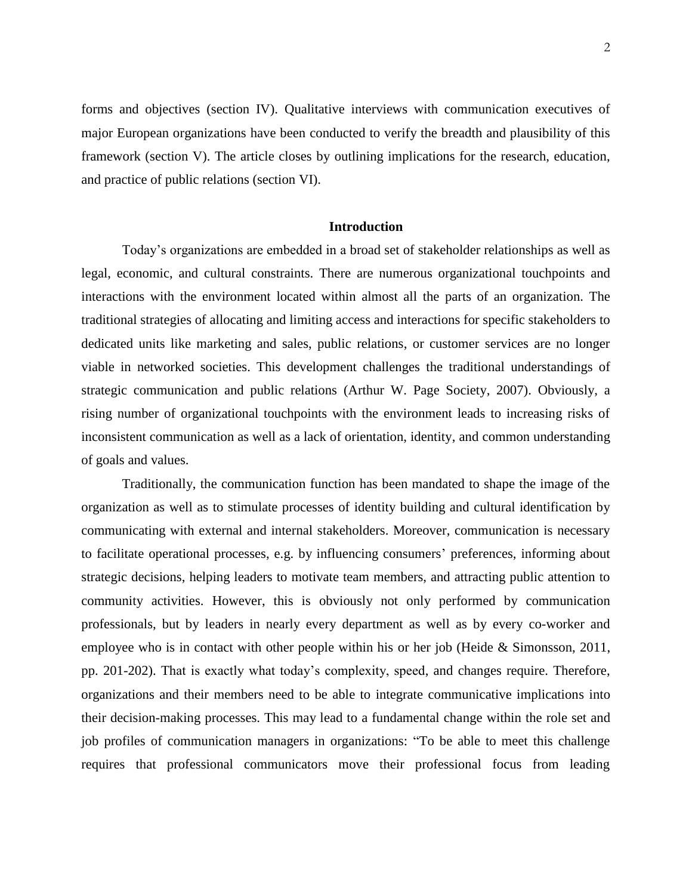forms and objectives (section IV). Qualitative interviews with communication executives of major European organizations have been conducted to verify the breadth and plausibility of this framework (section V). The article closes by outlining implications for the research, education, and practice of public relations (section VI).

## Introduction

Today's organizations are embedded in a broad set of stakeholder relationships as well as legal, economic, and cultural constraints. There are numerous organizational touchpoints and interactions with the environment located within almost all the parts of an organization. The traditional strategies of allocating and limiting access and interactions for specific stakeholders to dedicated units like marketing and sales, public relations, or customer services are no longer viable in networked societies. This development challenges the traditional understandings of strategic communication and public relations (Arthur W. Page Society, 2007). Obviously, a rising number of organizational touchpoints with the environment leads to increasing risks of inconsistent communication as well as a lack of orientation, identity, and common understanding of goals and values.

Traditionally, the communication function has been mandated to shape the image of the organization as well as to stimulate processes of identity building and cultural identification by communicating with external and internal stakeholders. Moreover, communication is necessary to facilitate operational processes, e.g. by influencing consumers' preferences, informing about strategic decisions, helping leaders to motivate team members, and attracting public attention to community activities. However, this is obviously not only performed by communication professionals, but by leaders in nearly every department as well as by every co-worker and employee who is in contact with other people within his or her job (Heide & Simonsson, 2011, pp. 201-202). That is exactly what today's complexity, speed, and changes require. Therefore, organizations and their members need to be able to integrate communicative implications into their decision-making processes. This may lead to a fundamental change within the role set and job profiles of communication managers in organizations: "To be able to meet this challenge requires that professional communicators move their professional focus from leading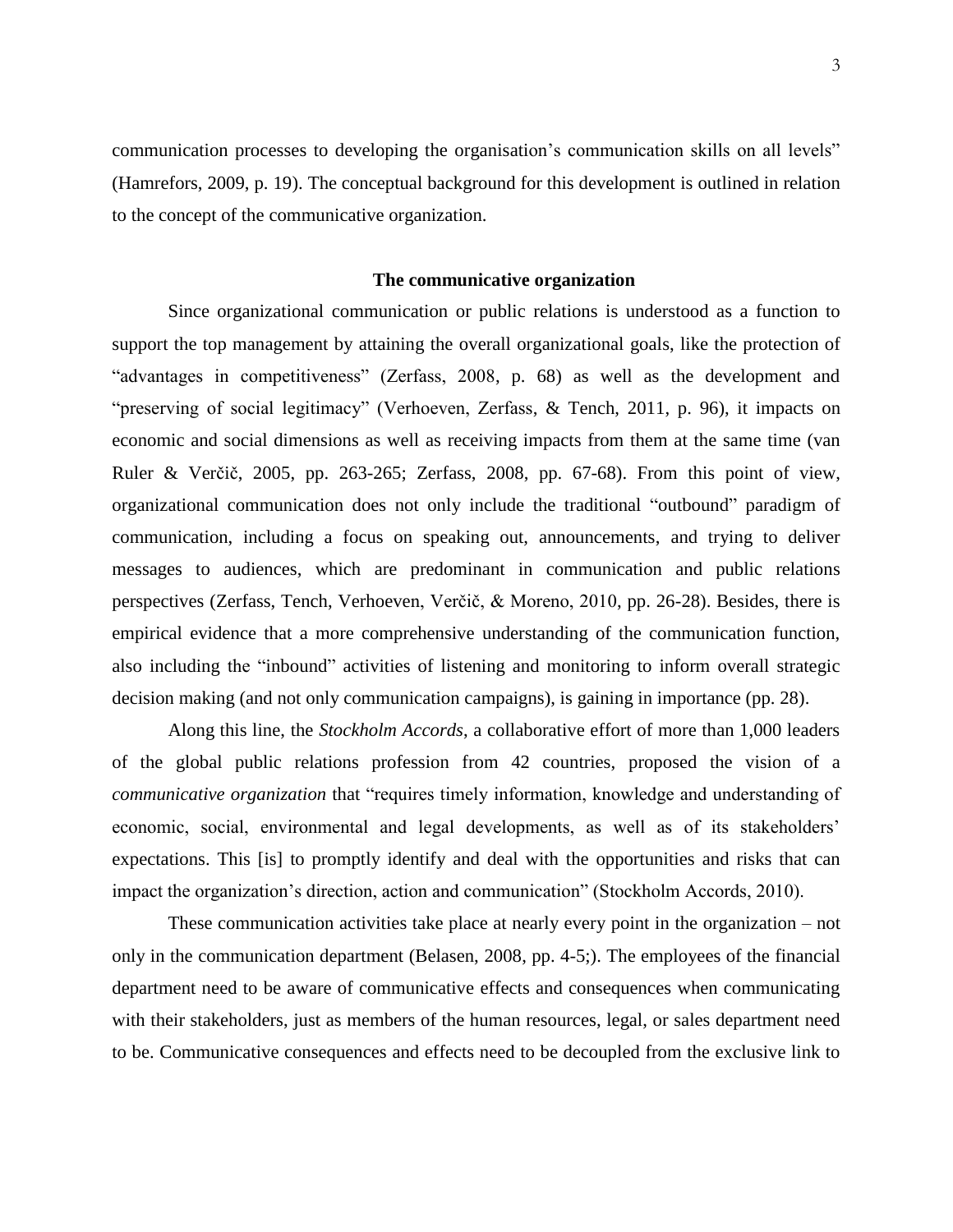communication processes to developing the organisation's communication skills on all levels" (Hamrefors, 2009, p. 19). The conceptual background for this development is outlined in relation to the concept of the communicative organization.

## The communicative organization

Since organizational communication or public relations is understood as a function to support the top management by attaining the overall organizational goals, like the protection of "advantages in competitiveness" (Zerfass, 2008, p. 68) as well as the development and "preserving of social legitimacy" (Verhoeven, Zerfass, & Tench, 2011, p. 96), it impacts on economic and social dimensions as well as receiving impacts from them at the same time (van Ruler & Verčič, 2005, pp. 263-265; Zerfass, 2008, pp. 67-68). From this point of view, organizational communication does not only include the traditional "outbound" paradigm of communication, including a focus on speaking out, announcements, and trying to deliver messages to audiences, which are predominant in communication and public relations perspectives (Zerfass, Tench, Verhoeven, Verčič, & Moreno, 2010, pp. 26-28). Besides, there is empirical evidence that a more comprehensive understanding of the communication function, also including the "inbound" activities of listening and monitoring to inform overall strategic decision making (and not only communication campaigns), is gaining in importance (pp. 28).

Along this line, the *Stockholm Accords*, a collaborative effort of more than 1,000 leaders of the global public relations profession from 42 countries, proposed the vision of a *communicative organization* that "requires timely information, knowledge and understanding of economic, social, environmental and legal developments, as well as of its stakeholders' expectations. This [is] to promptly identify and deal with the opportunities and risks that can impact the organization's direction, action and communication" (Stockholm Accords, 2010).

These communication activities take place at nearly every point in the organization – not only in the communication department (Belasen, 2008, pp. 4-5;). The employees of the financial department need to be aware of communicative effects and consequences when communicating with their stakeholders, just as members of the human resources, legal, or sales department need to be. Communicative consequences and effects need to be decoupled from the exclusive link to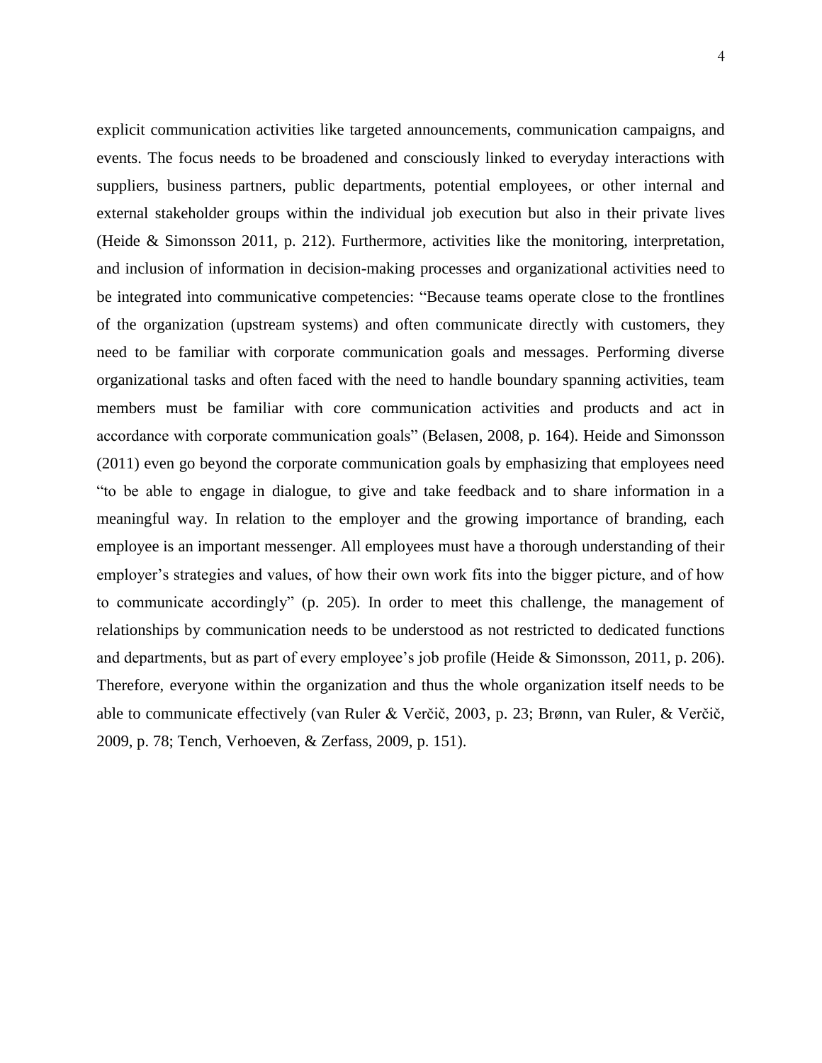explicit communication activities like targeted announcements, communication campaigns, and events. The focus needs to be broadened and consciously linked to everyday interactions with suppliers, business partners, public departments, potential employees, or other internal and external stakeholder groups within the individual job execution but also in their private lives (Heide & Simonsson 2011, p. 212). Furthermore, activities like the monitoring, interpretation, and inclusion of information in decision-making processes and organizational activities need to be integrated into communicative competencies: "Because teams operate close to the frontlines of the organization (upstream systems) and often communicate directly with customers, they need to be familiar with corporate communication goals and messages. Performing diverse organizational tasks and often faced with the need to handle boundary spanning activities, team members must be familiar with core communication activities and products and act in accordance with corporate communication goals" (Belasen, 2008, p. 164). Heide and Simonsson (2011) even go beyond the corporate communication goals by emphasizing that employees need "to be able to engage in dialogue, to give and take feedback and to share information in a meaningful way. In relation to the employer and the growing importance of branding, each employee is an important messenger. All employees must have a thorough understanding of their employer's strategies and values, of how their own work fits into the bigger picture, and of how to communicate accordingly" (p. 205). In order to meet this challenge, the management of relationships by communication needs to be understood as not restricted to dedicated functions and departments, but as part of every employee's job profile (Heide & Simonsson, 2011, p. 206). Therefore, everyone within the organization and thus the whole organization itself needs to be able to communicate effectively (van Ruler & Verčič, 2003, p. 23; Brønn, van Ruler, & Verčič, 2009, p. 78; Tench, Verhoeven, & Zerfass, 2009, p. 151).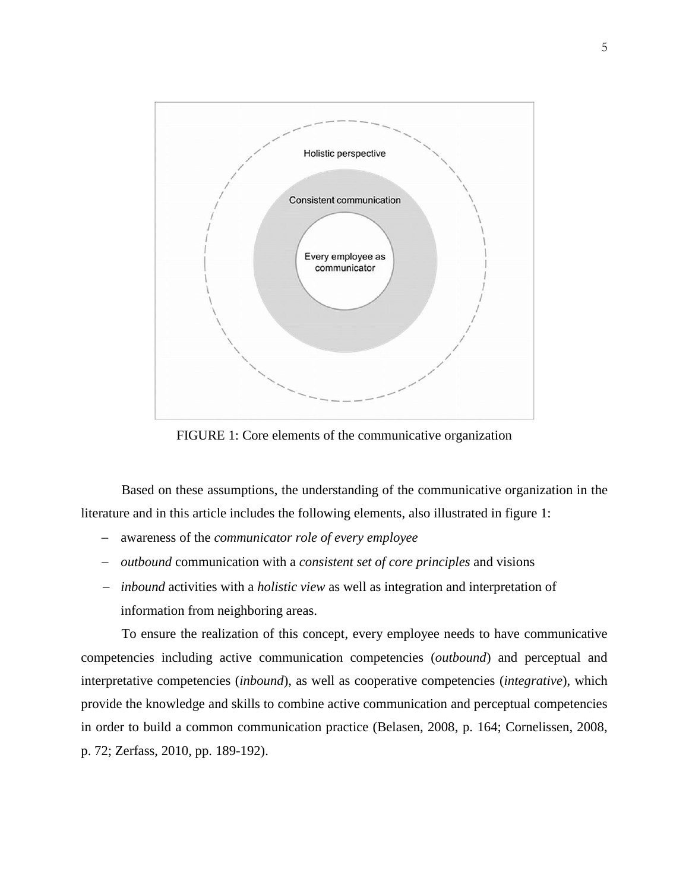FIGURE 1: Core elements of the communicative organization

Based on these assumptions, the understanding of the communicative organization in the literature and in this article includes the following elements, also illustrated in figure 1:

- awareness of the *communicator role of every employee*
- *outbound* communication with a *consistent set of core principles* and visions
- *inbound* activities with a *holistic view* as well as integration and interpretation of information from neighboring areas.

To ensure the realization of this concept, every employee needs to have communicative competencies including active communication competencies (*outbound*) and perceptual and interpretative competencies (*inbound*), as well as cooperative competencies (*integrative*), which provide the knowledge and skills to combine active communication and perceptual competencies in order to build a common communication practice (Belasen, 2008, p. 164; Cornelissen, 2008, p. 72; Zerfass, 2010, pp. 189-192).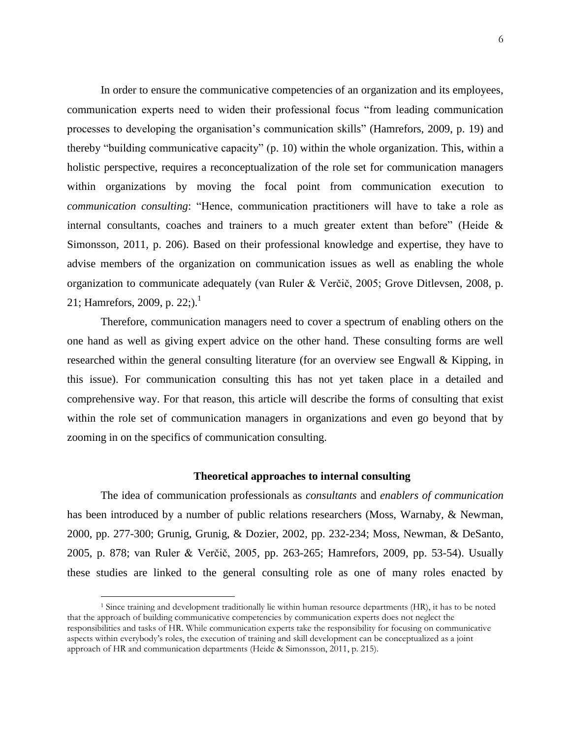In order to ensure the communicative competencies of an organization and its employees, communication experts need to widen their professional focus "from leading communication processes to developing the organisation's communication skills" (Hamrefors, 2009, p. 19) and thereby "building communicative capacity" (p. 10) within the whole organization. This, within a holistic perspective, requires a reconceptualization of the role set for communication managers within organizations by moving the focal point from communication execution to *communication consulting*: "Hence, communication practitioners will have to take a role as internal consultants, coaches and trainers to a much greater extent than before" (Heide & Simonsson, 2011, p. 206). Based on their professional knowledge and expertise, they have to advise members of the organization on communication issues as well as enabling the whole organization to communicate adequately (van Ruler & Verčič, 2005; Grove Ditlevsen, 2008, p. 21; Hamrefors, 2009, p. 22;).[1]

Therefore, communication managers need to cover a spectrum of enabling others on the one hand as well as giving expert advice on the other hand. These consulting forms are well researched within the general consulting literature (for an overview see Engwall & Kipping, in this issue). For communication consulting this has not yet taken place in a detailed and comprehensive way. For that reason, this article will describe the forms of consulting that exist within the role set of communication managers in organizations and even go beyond that by zooming in on the specifics of communication consulting.

## Theoretical approaches to internal consulting

The idea of communication professionals as *consultants* and *enablers of communication* has been introduced by a number of public relations researchers (Moss, Warnaby, & Newman, 2000, pp. 277-300; Grunig, Grunig, & Dozier, 2002, pp. 232-234; Moss, Newman, & DeSanto, 2005, p. 878; van Ruler & Verčič, 2005, pp. 263-265; Hamrefors, 2009, pp. 53-54). Usually these studies are linked to the general consulting role as one of many roles enacted by

[1] Since training and development traditionally lie within human resource departments (HR), it has to be noted that the approach of building communicative competencies by communication experts does not neglect the responsibilities and tasks of HR. While communication experts take the responsibility for focusing on communicative aspects within everybody's roles, the execution of training and skill development can be conceptualized as a joint approach of HR and communication departments (Heide & Simonsson, 2011, p. 215).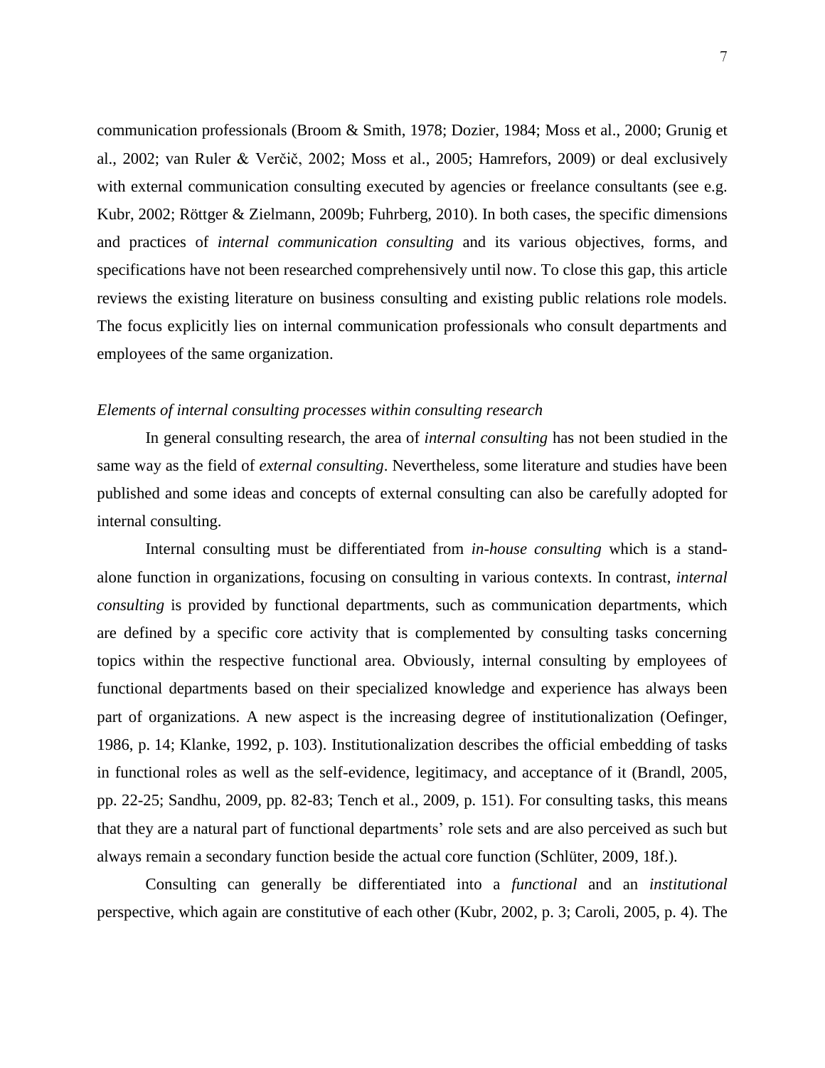communication professionals (Broom & Smith, 1978; Dozier, 1984; Moss et al., 2000; Grunig et al., 2002; van Ruler & Verčič, 2002; Moss et al., 2005; Hamrefors, 2009) or deal exclusively with external communication consulting executed by agencies or freelance consultants (see e.g. Kubr, 2002; Röttger & Zielmann, 2009b; Fuhrberg, 2010). In both cases, the specific dimensions and practices of *internal communication consulting* and its various objectives, forms, and specifications have not been researched comprehensively until now. To close this gap, this article reviews the existing literature on business consulting and existing public relations role models. The focus explicitly lies on internal communication professionals who consult departments and employees of the same organization.

### *Elements of internal consulting processes within consulting research*

In general consulting research, the area of *internal consulting* has not been studied in the same way as the field of *external consulting*. Nevertheless, some literature and studies have been published and some ideas and concepts of external consulting can also be carefully adopted for internal consulting.

Internal consulting must be differentiated from *in-house consulting* which is a stand-alone function in organizations, focusing on consulting in various contexts. In contrast, *internal consulting* is provided by functional departments, such as communication departments, which are defined by a specific core activity that is complemented by consulting tasks concerning topics within the respective functional area. Obviously, internal consulting by employees of functional departments based on their specialized knowledge and experience has always been part of organizations. A new aspect is the increasing degree of institutionalization (Oefinger, 1986, p. 14; Klanke, 1992, p. 103). Institutionalization describes the official embedding of tasks in functional roles as well as the self-evidence, legitimacy, and acceptance of it (Brandl, 2005, pp. 22-25; Sandhu, 2009, pp. 82-83; Tench et al., 2009, p. 151). For consulting tasks, this means that they are a natural part of functional departments' role sets and are also perceived as such but always remain a secondary function beside the actual core function (Schlüter, 2009, 18f.).

Consulting can generally be differentiated into a *functional* and an *institutional* perspective, which again are constitutive of each other (Kubr, 2002, p. 3; Caroli, 2005, p. 4). The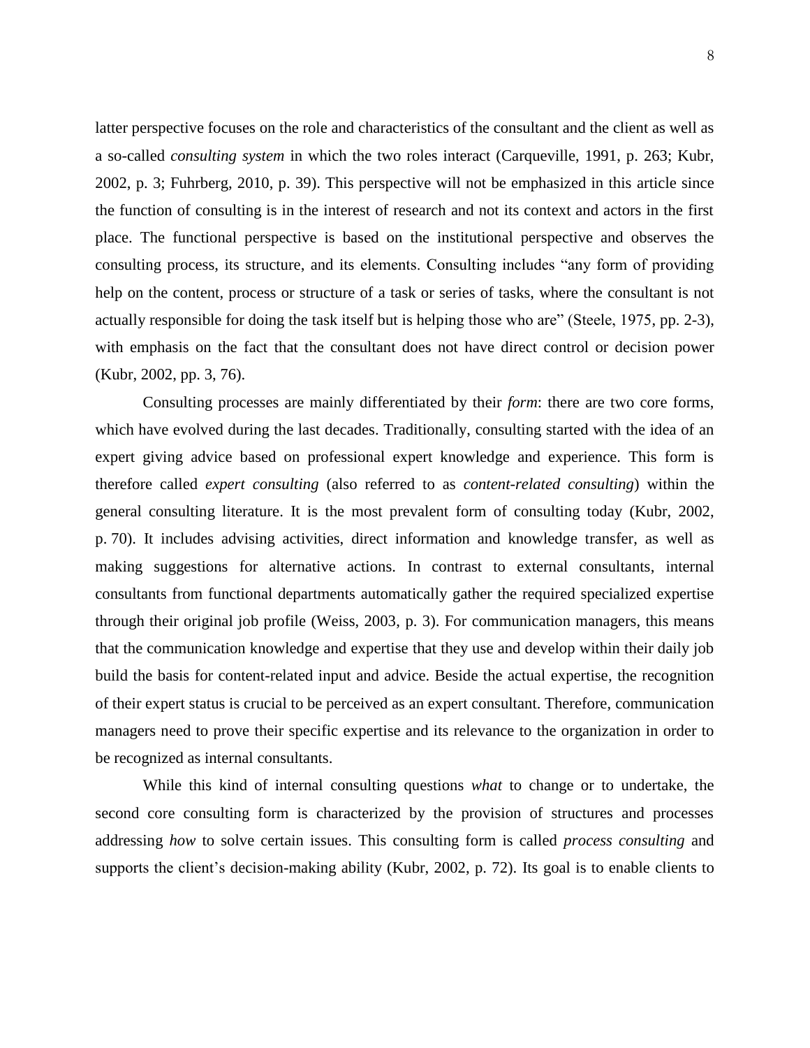latter perspective focuses on the role and characteristics of the consultant and the client as well as a so-called *consulting system* in which the two roles interact (Carqueville, 1991, p. 263; Kubr, 2002, p. 3; Fuhrberg, 2010, p. 39). This perspective will not be emphasized in this article since the function of consulting is in the interest of research and not its context and actors in the first place. The functional perspective is based on the institutional perspective and observes the consulting process, its structure, and its elements. Consulting includes "any form of providing help on the content, process or structure of a task or series of tasks, where the consultant is not actually responsible for doing the task itself but is helping those who are" (Steele, 1975, pp. 2-3), with emphasis on the fact that the consultant does not have direct control or decision power (Kubr, 2002, pp. 3, 76).

Consulting processes are mainly differentiated by their *form*: there are two core forms, which have evolved during the last decades. Traditionally, consulting started with the idea of an expert giving advice based on professional expert knowledge and experience. This form is therefore called *expert consulting* (also referred to as *content-related consulting*) within the general consulting literature. It is the most prevalent form of consulting today (Kubr, 2002, p. 70). It includes advising activities, direct information and knowledge transfer, as well as making suggestions for alternative actions. In contrast to external consultants, internal consultants from functional departments automatically gather the required specialized expertise through their original job profile (Weiss, 2003, p. 3). For communication managers, this means that the communication knowledge and expertise that they use and develop within their daily job build the basis for content-related input and advice. Beside the actual expertise, the recognition of their expert status is crucial to be perceived as an expert consultant. Therefore, communication managers need to prove their specific expertise and its relevance to the organization in order to be recognized as internal consultants.

While this kind of internal consulting questions *what* to change or to undertake, the second core consulting form is characterized by the provision of structures and processes addressing *how* to solve certain issues. This consulting form is called *process consulting* and supports the client's decision-making ability (Kubr, 2002, p. 72). Its goal is to enable clients to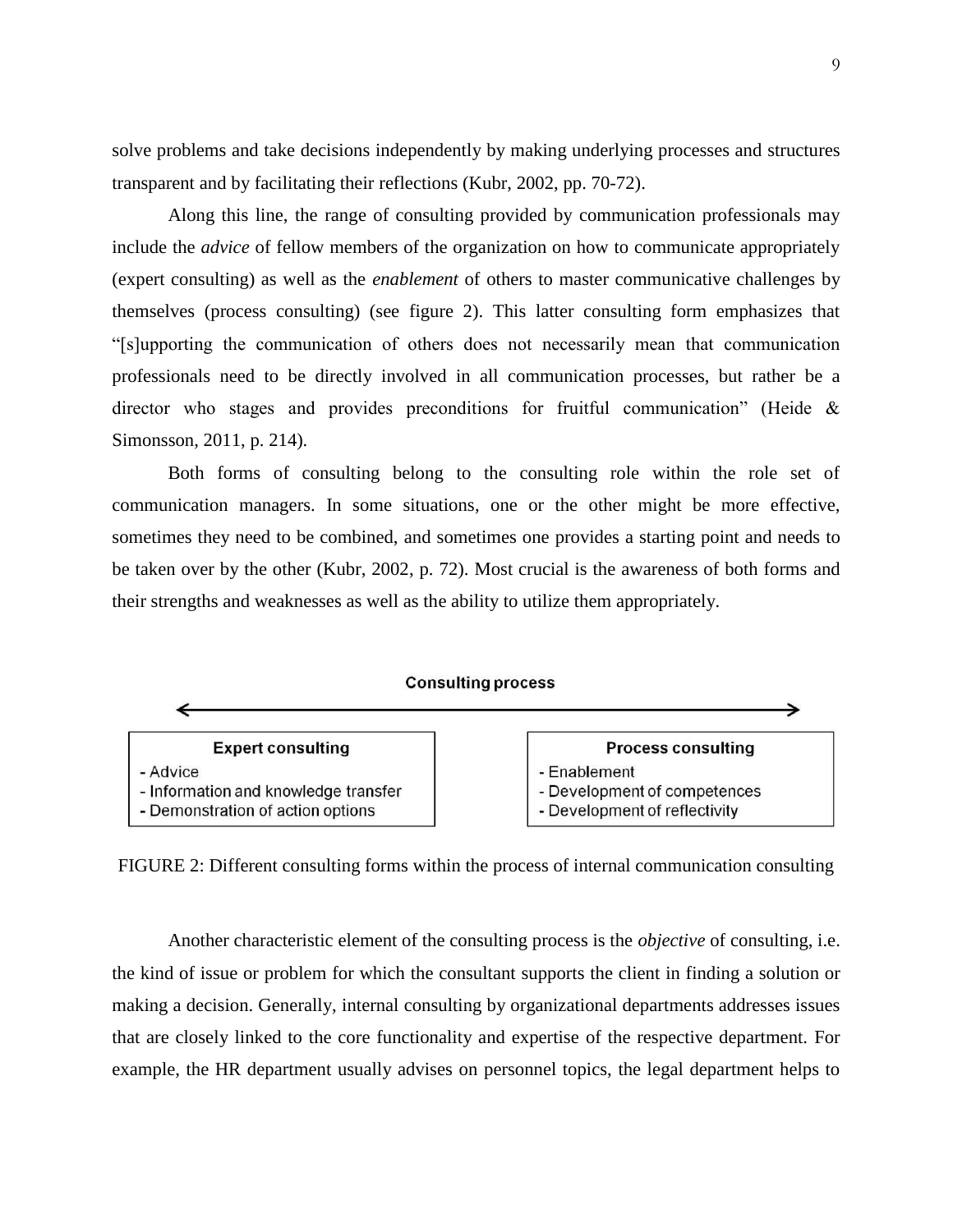solve problems and take decisions independently by making underlying processes and structures transparent and by facilitating their reflections (Kubr, 2002, pp. 70-72).

Along this line, the range of consulting provided by communication professionals may include the *advice* of fellow members of the organization on how to communicate appropriately (expert consulting) as well as the *enablement* of others to master communicative challenges by themselves (process consulting) (see figure 2). This latter consulting form emphasizes that "[s]upporting the communication of others does not necessarily mean that communication professionals need to be directly involved in all communication processes, but rather be a director who stages and provides preconditions for fruitful communication" (Heide & Simonsson, 2011, p. 214).

Both forms of consulting belong to the consulting role within the role set of communication managers. In some situations, one or the other might be more effective, sometimes they need to be combined, and sometimes one provides a starting point and needs to be taken over by the other (Kubr, 2002, p. 72). Most crucial is the awareness of both forms and their strengths and weaknesses as well as the ability to utilize them appropriately.

**Consulting process**

←――――――――――――――――――――――――――――――――→

| Expert consulting | Process consulting |
|---|---|
| - Advice | - Enablement |
| - Information and knowledge transfer | - Development of competences |
| - Demonstration of action options | - Development of reflectivity |

FIGURE 2: Different consulting forms within the process of internal communication consulting

Another characteristic element of the consulting process is the *objective* of consulting, i.e. the kind of issue or problem for which the consultant supports the client in finding a solution or making a decision. Generally, internal consulting by organizational departments addresses issues that are closely linked to the core functionality and expertise of the respective department. For example, the HR department usually advises on personnel topics, the legal department helps to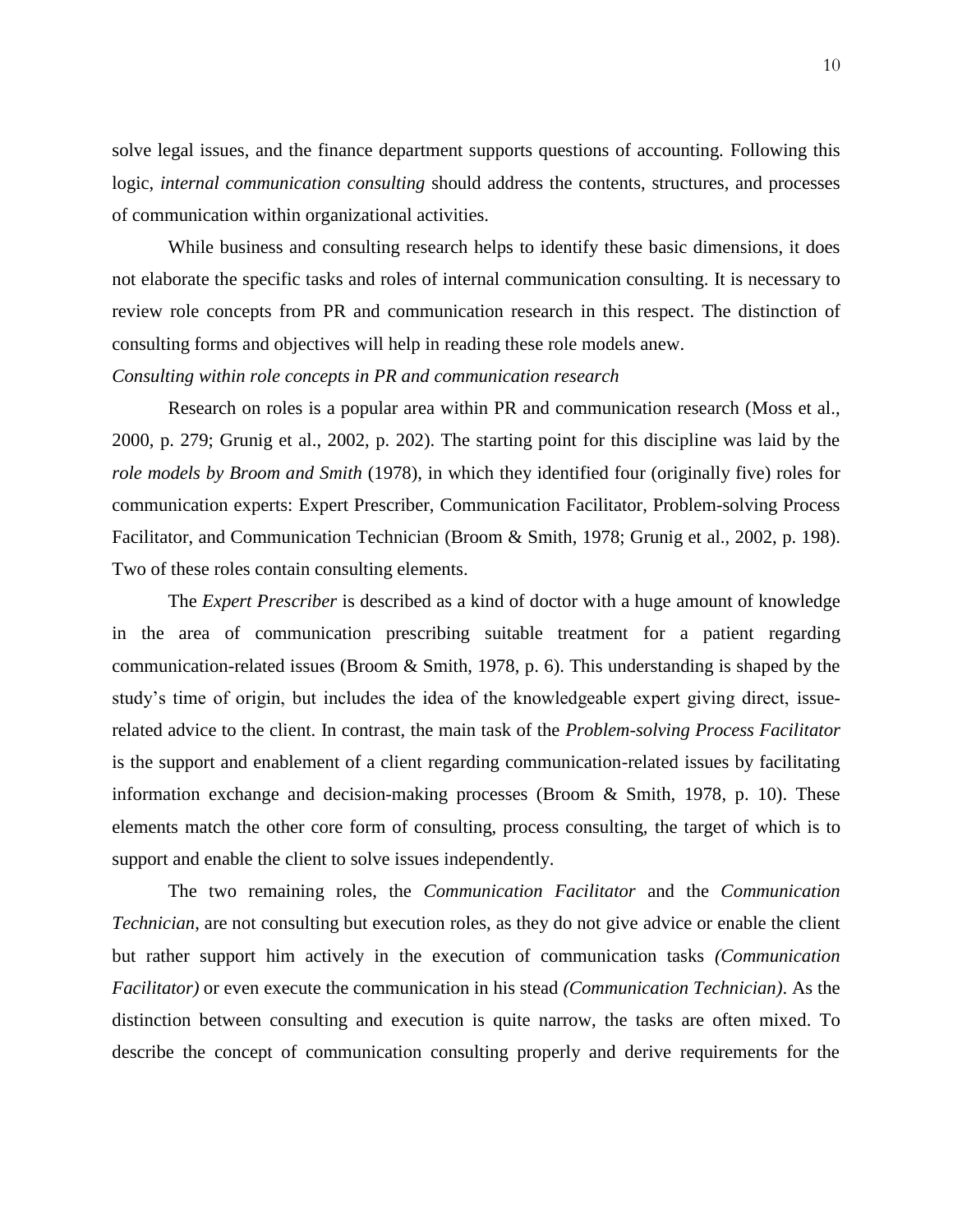solve legal issues, and the finance department supports questions of accounting. Following this logic, *internal communication consulting* should address the contents, structures, and processes of communication within organizational activities.

While business and consulting research helps to identify these basic dimensions, it does not elaborate the specific tasks and roles of internal communication consulting. It is necessary to review role concepts from PR and communication research in this respect. The distinction of consulting forms and objectives will help in reading these role models anew.

*Consulting within role concepts in PR and communication research*

Research on roles is a popular area within PR and communication research (Moss et al., 2000, p. 279; Grunig et al., 2002, p. 202). The starting point for this discipline was laid by the *role models by Broom and Smith* (1978), in which they identified four (originally five) roles for communication experts: Expert Prescriber, Communication Facilitator, Problem-solving Process Facilitator, and Communication Technician (Broom & Smith, 1978; Grunig et al., 2002, p. 198). Two of these roles contain consulting elements.

The *Expert Prescriber* is described as a kind of doctor with a huge amount of knowledge in the area of communication prescribing suitable treatment for a patient regarding communication-related issues (Broom & Smith, 1978, p. 6). This understanding is shaped by the study's time of origin, but includes the idea of the knowledgeable expert giving direct, issue-related advice to the client. In contrast, the main task of the *Problem-solving Process Facilitator* is the support and enablement of a client regarding communication-related issues by facilitating information exchange and decision-making processes (Broom & Smith, 1978, p. 10). These elements match the other core form of consulting, process consulting, the target of which is to support and enable the client to solve issues independently.

The two remaining roles, the *Communication Facilitator* and the *Communication Technician*, are not consulting but execution roles, as they do not give advice or enable the client but rather support him actively in the execution of communication tasks *(Communication Facilitator)* or even execute the communication in his stead *(Communication Technician)*. As the distinction between consulting and execution is quite narrow, the tasks are often mixed. To describe the concept of communication consulting properly and derive requirements for the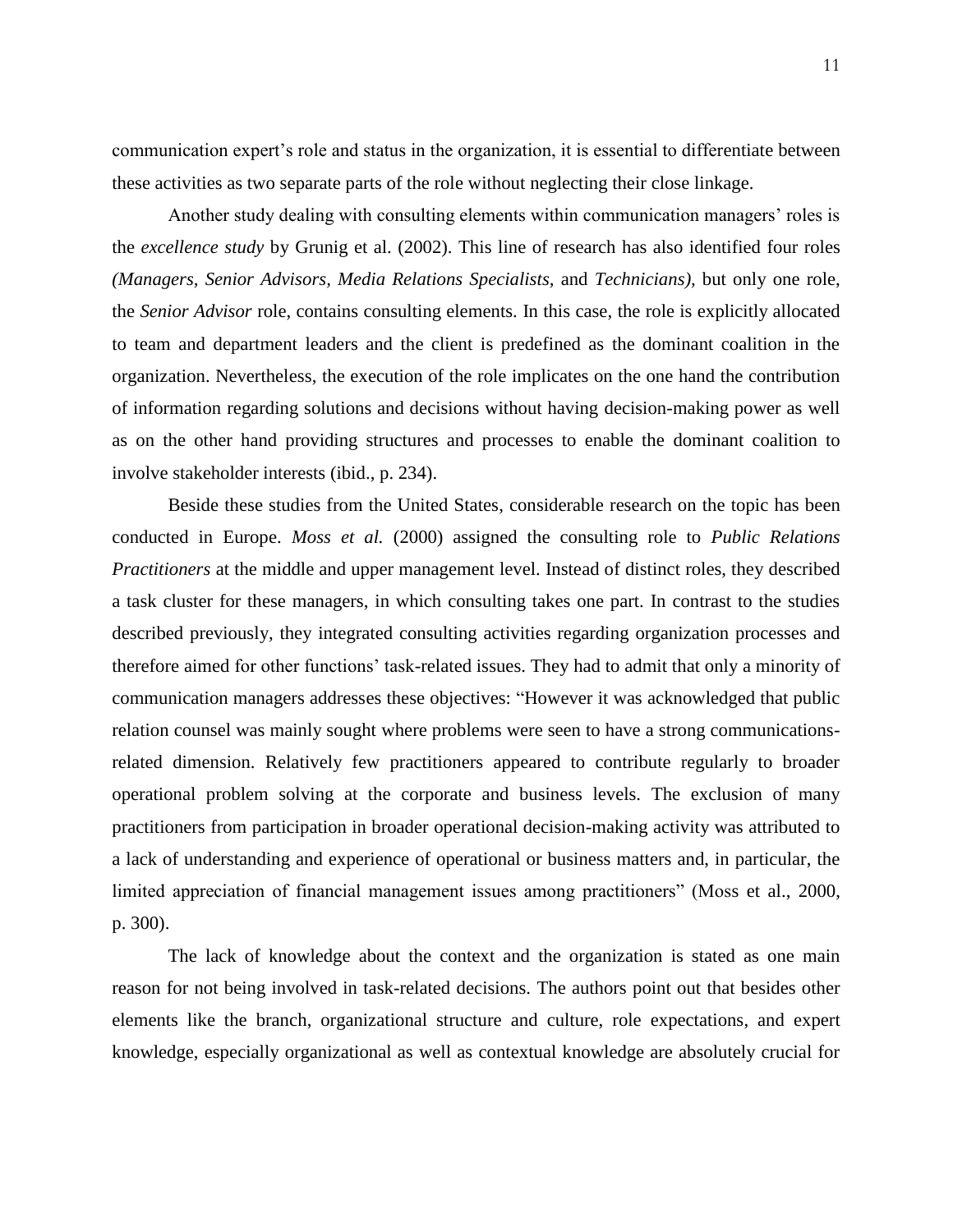communication expert's role and status in the organization, it is essential to differentiate between these activities as two separate parts of the role without neglecting their close linkage.

Another study dealing with consulting elements within communication managers' roles is the *excellence study* by Grunig et al. (2002). This line of research has also identified four roles *(Managers, Senior Advisors, Media Relations Specialists,* and *Technicians),* but only one role, the *Senior Advisor* role, contains consulting elements. In this case, the role is explicitly allocated to team and department leaders and the client is predefined as the dominant coalition in the organization. Nevertheless, the execution of the role implicates on the one hand the contribution of information regarding solutions and decisions without having decision-making power as well as on the other hand providing structures and processes to enable the dominant coalition to involve stakeholder interests (ibid., p. 234).

Beside these studies from the United States, considerable research on the topic has been conducted in Europe. *Moss et al.* (2000) assigned the consulting role to *Public Relations Practitioners* at the middle and upper management level. Instead of distinct roles, they described a task cluster for these managers, in which consulting takes one part. In contrast to the studies described previously, they integrated consulting activities regarding organization processes and therefore aimed for other functions' task-related issues. They had to admit that only a minority of communication managers addresses these objectives: "However it was acknowledged that public relation counsel was mainly sought where problems were seen to have a strong communications-related dimension. Relatively few practitioners appeared to contribute regularly to broader operational problem solving at the corporate and business levels. The exclusion of many practitioners from participation in broader operational decision-making activity was attributed to a lack of understanding and experience of operational or business matters and, in particular, the limited appreciation of financial management issues among practitioners" (Moss et al., 2000, p. 300).

The lack of knowledge about the context and the organization is stated as one main reason for not being involved in task-related decisions. The authors point out that besides other elements like the branch, organizational structure and culture, role expectations, and expert knowledge, especially organizational as well as contextual knowledge are absolutely crucial for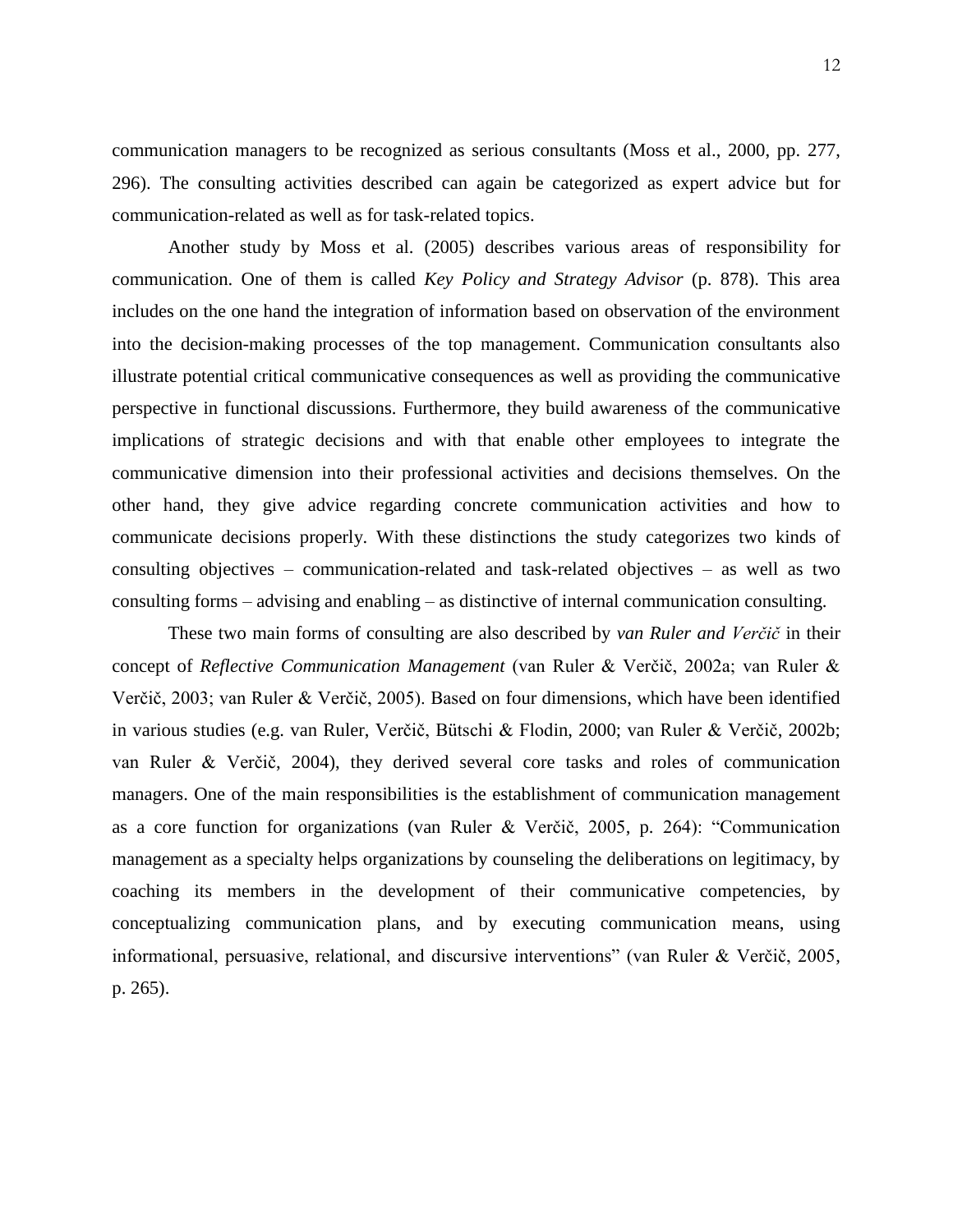communication managers to be recognized as serious consultants (Moss et al., 2000, pp. 277, 296). The consulting activities described can again be categorized as expert advice but for communication-related as well as for task-related topics.

Another study by Moss et al. (2005) describes various areas of responsibility for communication. One of them is called *Key Policy and Strategy Advisor* (p. 878). This area includes on the one hand the integration of information based on observation of the environment into the decision-making processes of the top management. Communication consultants also illustrate potential critical communicative consequences as well as providing the communicative perspective in functional discussions. Furthermore, they build awareness of the communicative implications of strategic decisions and with that enable other employees to integrate the communicative dimension into their professional activities and decisions themselves. On the other hand, they give advice regarding concrete communication activities and how to communicate decisions properly. With these distinctions the study categorizes two kinds of consulting objectives – communication-related and task-related objectives – as well as two consulting forms – advising and enabling – as distinctive of internal communication consulting.

These two main forms of consulting are also described by *van Ruler and Verčič* in their concept of *Reflective Communication Management* (van Ruler & Verčič, 2002a; van Ruler & Verčič, 2003; van Ruler & Verčič, 2005). Based on four dimensions, which have been identified in various studies (e.g. van Ruler, Verčič, Bütschi & Flodin, 2000; van Ruler & Verčič, 2002b; van Ruler & Verčič, 2004), they derived several core tasks and roles of communication managers. One of the main responsibilities is the establishment of communication management as a core function for organizations (van Ruler & Verčič, 2005, p. 264): "Communication management as a specialty helps organizations by counseling the deliberations on legitimacy, by coaching its members in the development of their communicative competencies, by conceptualizing communication plans, and by executing communication means, using informational, persuasive, relational, and discursive interventions" (van Ruler & Verčič, 2005, p. 265).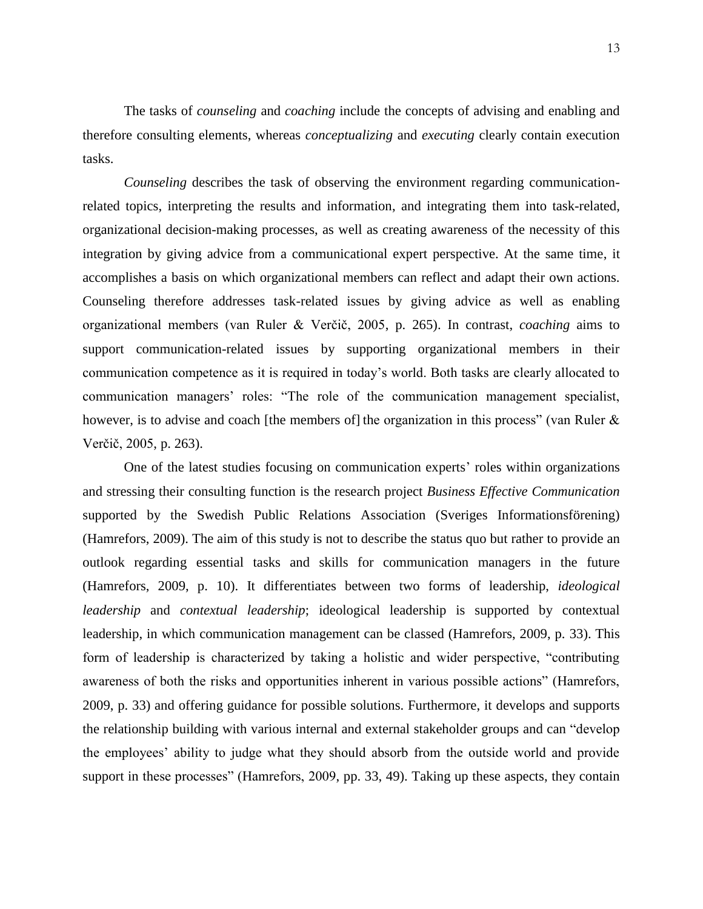The tasks of *counseling* and *coaching* include the concepts of advising and enabling and therefore consulting elements, whereas *conceptualizing* and *executing* clearly contain execution tasks.

*Counseling* describes the task of observing the environment regarding communication-related topics, interpreting the results and information, and integrating them into task-related, organizational decision-making processes, as well as creating awareness of the necessity of this integration by giving advice from a communicational expert perspective. At the same time, it accomplishes a basis on which organizational members can reflect and adapt their own actions. Counseling therefore addresses task-related issues by giving advice as well as enabling organizational members (van Ruler & Verčič, 2005, p. 265). In contrast, *coaching* aims to support communication-related issues by supporting organizational members in their communication competence as it is required in today's world. Both tasks are clearly allocated to communication managers' roles: "The role of the communication management specialist, however, is to advise and coach [the members of] the organization in this process" (van Ruler & Verčič, 2005, p. 263).

One of the latest studies focusing on communication experts' roles within organizations and stressing their consulting function is the research project *Business Effective Communication* supported by the Swedish Public Relations Association (Sveriges Informationsförening) (Hamrefors, 2009). The aim of this study is not to describe the status quo but rather to provide an outlook regarding essential tasks and skills for communication managers in the future (Hamrefors, 2009, p. 10). It differentiates between two forms of leadership, *ideological leadership* and *contextual leadership*; ideological leadership is supported by contextual leadership, in which communication management can be classed (Hamrefors, 2009, p. 33). This form of leadership is characterized by taking a holistic and wider perspective, "contributing awareness of both the risks and opportunities inherent in various possible actions" (Hamrefors, 2009, p. 33) and offering guidance for possible solutions. Furthermore, it develops and supports the relationship building with various internal and external stakeholder groups and can "develop the employees' ability to judge what they should absorb from the outside world and provide support in these processes" (Hamrefors, 2009, pp. 33, 49). Taking up these aspects, they contain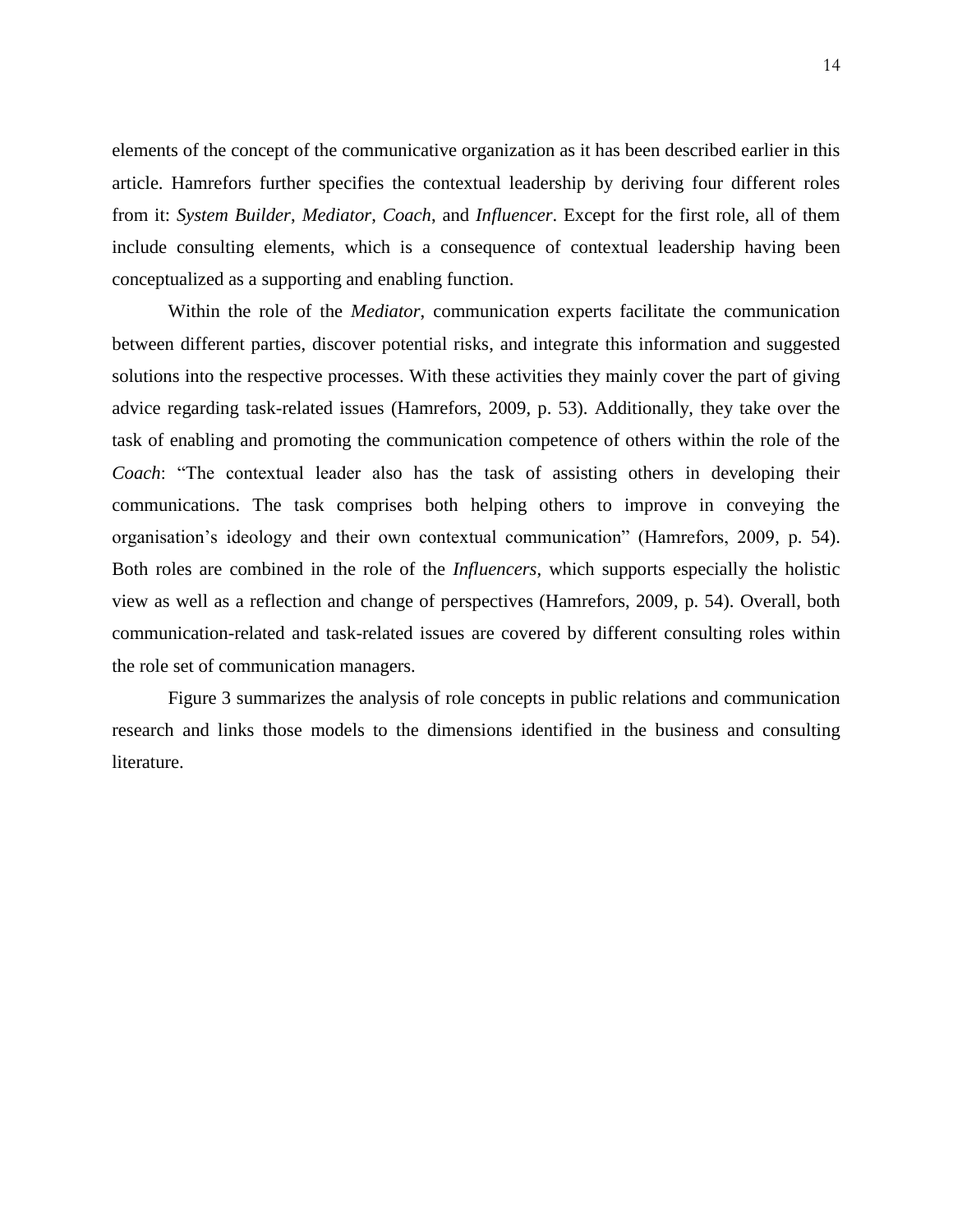elements of the concept of the communicative organization as it has been described earlier in this article. Hamrefors further specifies the contextual leadership by deriving four different roles from it: *System Builder*, *Mediator*, *Coach*, and *Influencer*. Except for the first role, all of them include consulting elements, which is a consequence of contextual leadership having been conceptualized as a supporting and enabling function.

Within the role of the *Mediator*, communication experts facilitate the communication between different parties, discover potential risks, and integrate this information and suggested solutions into the respective processes. With these activities they mainly cover the part of giving advice regarding task-related issues (Hamrefors, 2009, p. 53). Additionally, they take over the task of enabling and promoting the communication competence of others within the role of the *Coach*: "The contextual leader also has the task of assisting others in developing their communications. The task comprises both helping others to improve in conveying the organisation's ideology and their own contextual communication" (Hamrefors, 2009, p. 54). Both roles are combined in the role of the *Influencers*, which supports especially the holistic view as well as a reflection and change of perspectives (Hamrefors, 2009, p. 54). Overall, both communication-related and task-related issues are covered by different consulting roles within the role set of communication managers.

Figure 3 summarizes the analysis of role concepts in public relations and communication research and links those models to the dimensions identified in the business and consulting literature.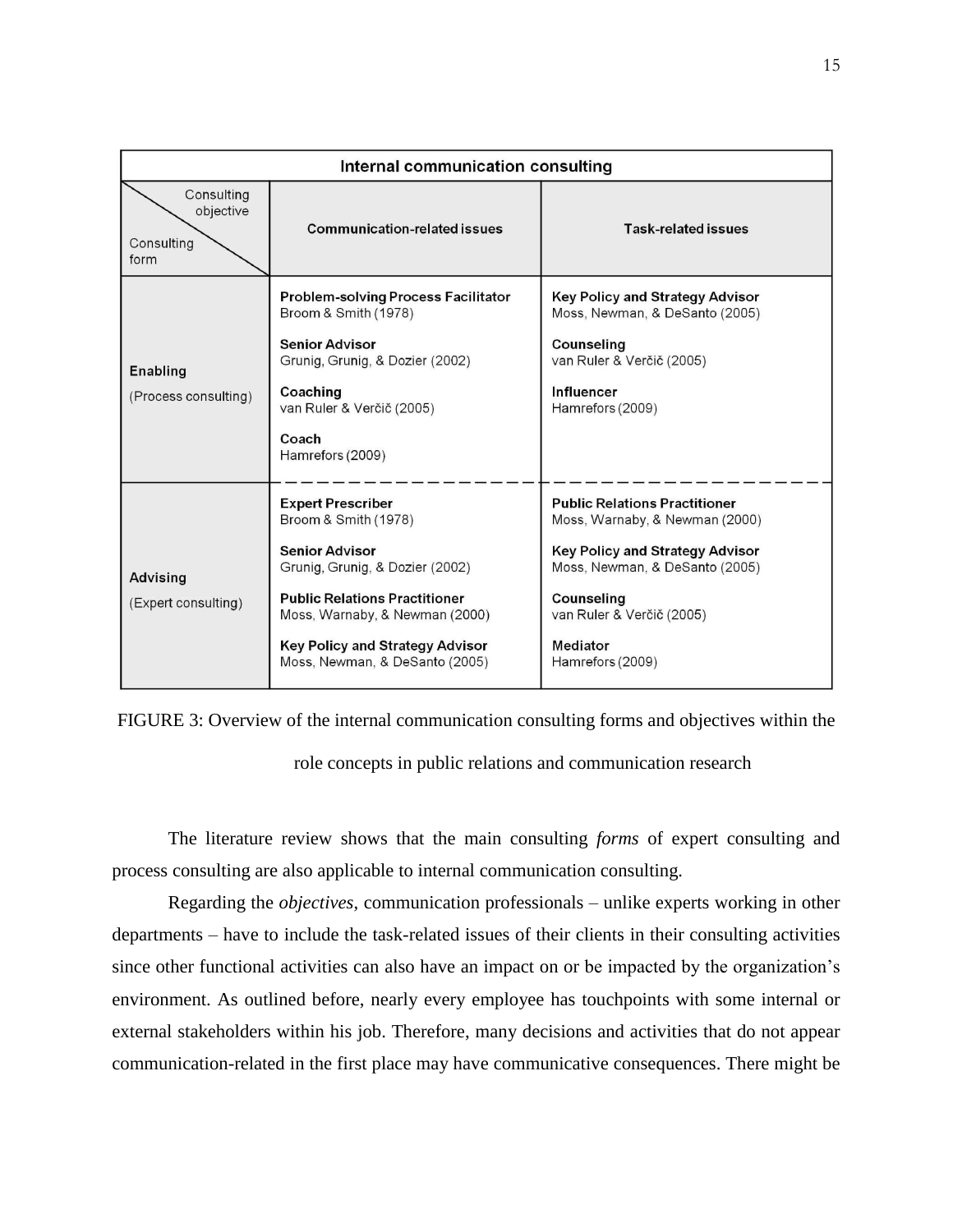| Internal communication consulting | | |
|---|---|---|
| Consulting objective / Consulting form | Communication-related issues | Task-related issues |
| **Enabling** (Process consulting) | **Problem-solving Process Facilitator** Broom & Smith (1978)<br>**Senior Advisor** Grunig, Grunig, & Dozier (2002)<br>**Coaching** van Ruler & Verčič (2005)<br>**Coach** Hamrefors (2009) | **Key Policy and Strategy Advisor** Moss, Newman, & DeSanto (2005)<br>**Counseling** van Ruler & Verčič (2005)<br>**Influencer** Hamrefors (2009) |
| **Advising** (Expert consulting) | **Expert Prescriber** Broom & Smith (1978)<br>**Senior Advisor** Grunig, Grunig, & Dozier (2002)<br>**Public Relations Practitioner** Moss, Warnaby, & Newman (2000)<br>**Key Policy and Strategy Advisor** Moss, Newman, & DeSanto (2005) | **Public Relations Practitioner** Moss, Warnaby, & Newman (2000)<br>**Key Policy and Strategy Advisor** Moss, Newman, & DeSanto (2005)<br>**Counseling** van Ruler & Verčič (2005)<br>**Mediator** Hamrefors (2009) |

FIGURE 3: Overview of the internal communication consulting forms and objectives within the role concepts in public relations and communication research

The literature review shows that the main consulting *forms* of expert consulting and process consulting are also applicable to internal communication consulting.

Regarding the *objectives*, communication professionals – unlike experts working in other departments – have to include the task-related issues of their clients in their consulting activities since other functional activities can also have an impact on or be impacted by the organization's environment. As outlined before, nearly every employee has touchpoints with some internal or external stakeholders within his job. Therefore, many decisions and activities that do not appear communication-related in the first place may have communicative consequences. There might be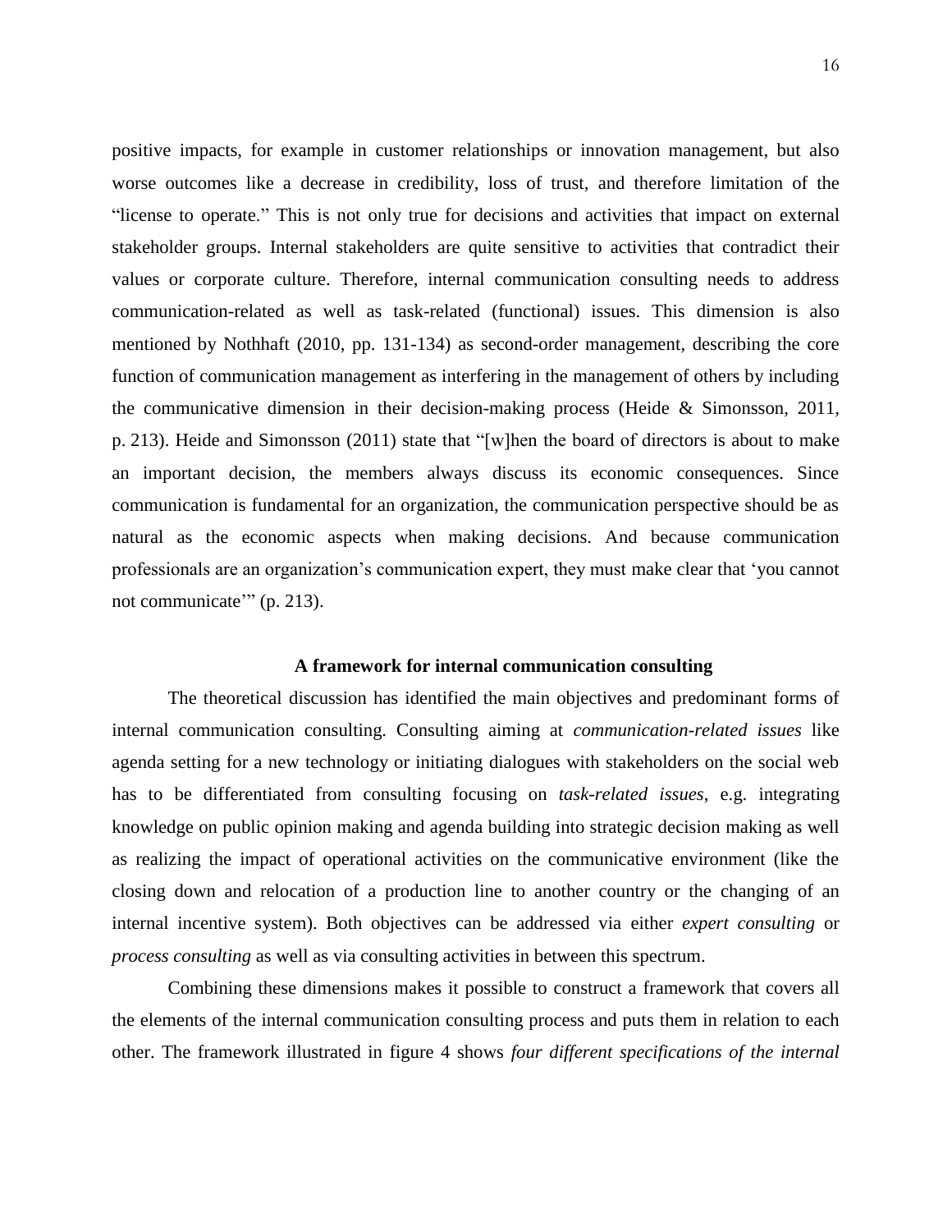positive impacts, for example in customer relationships or innovation management, but also worse outcomes like a decrease in credibility, loss of trust, and therefore limitation of the "license to operate." This is not only true for decisions and activities that impact on external stakeholder groups. Internal stakeholders are quite sensitive to activities that contradict their values or corporate culture. Therefore, internal communication consulting needs to address communication-related as well as task-related (functional) issues. This dimension is also mentioned by Nothhaft (2010, pp. 131-134) as second-order management, describing the core function of communication management as interfering in the management of others by including the communicative dimension in their decision-making process (Heide & Simonsson, 2011, p. 213). Heide and Simonsson (2011) state that "[w]hen the board of directors is about to make an important decision, the members always discuss its economic consequences. Since communication is fundamental for an organization, the communication perspective should be as natural as the economic aspects when making decisions. And because communication professionals are an organization's communication expert, they must make clear that 'you cannot not communicate'" (p. 213).

## A framework for internal communication consulting

The theoretical discussion has identified the main objectives and predominant forms of internal communication consulting. Consulting aiming at *communication-related issues* like agenda setting for a new technology or initiating dialogues with stakeholders on the social web has to be differentiated from consulting focusing on *task-related issues*, e.g. integrating knowledge on public opinion making and agenda building into strategic decision making as well as realizing the impact of operational activities on the communicative environment (like the closing down and relocation of a production line to another country or the changing of an internal incentive system). Both objectives can be addressed via either *expert consulting* or *process consulting* as well as via consulting activities in between this spectrum.

Combining these dimensions makes it possible to construct a framework that covers all the elements of the internal communication consulting process and puts them in relation to each other. The framework illustrated in figure 4 shows *four different specifications of the internal*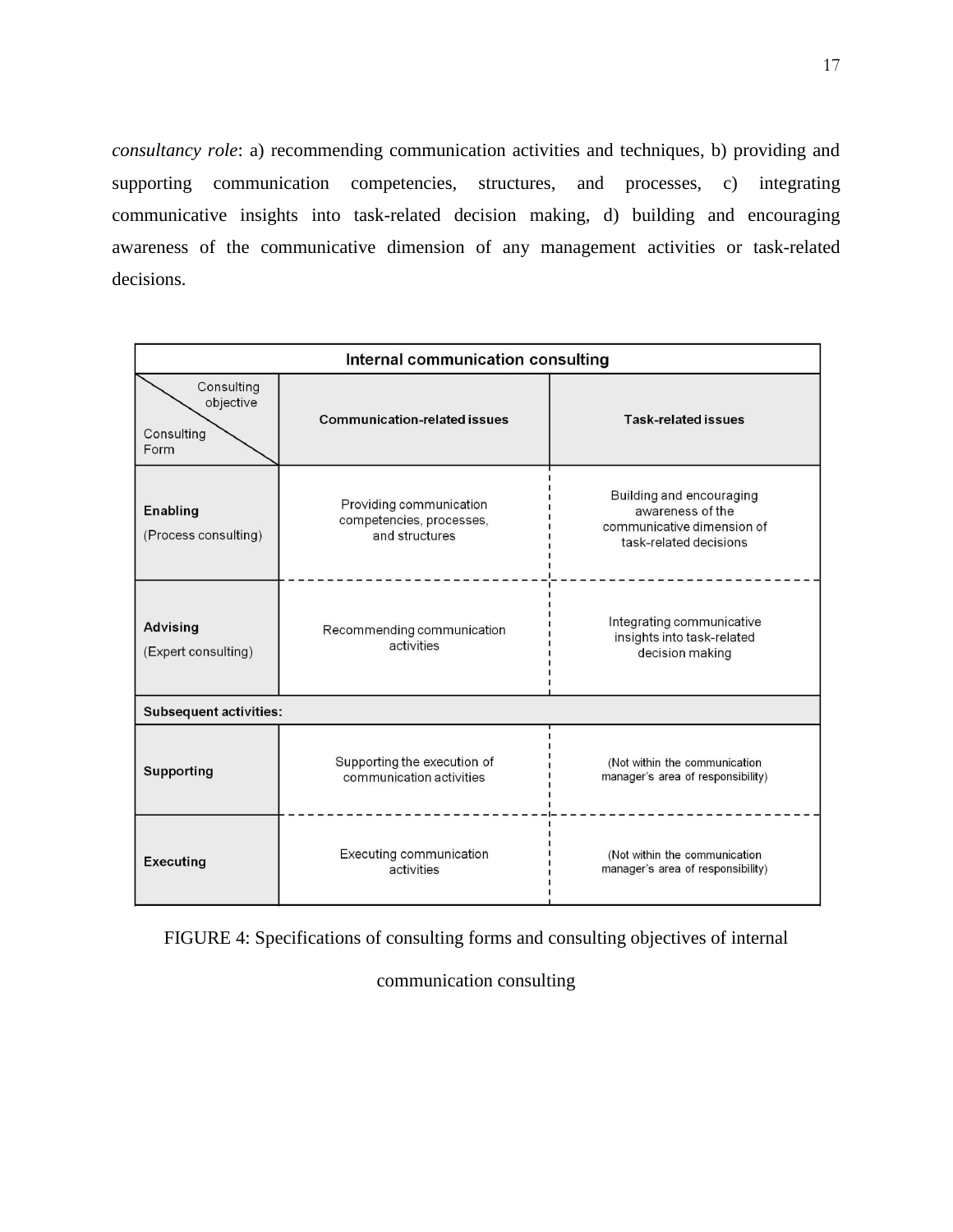*consultancy role*: a) recommending communication activities and techniques, b) providing and supporting communication competencies, structures, and processes, c) integrating communicative insights into task-related decision making, d) building and encouraging awareness of the communicative dimension of any management activities or task-related decisions.

| Internal communication consulting | | |
|---|---|---|
| Consulting objective / Consulting Form | **Communication-related issues** | **Task-related issues** |
| **Enabling** (Process consulting) | Providing communication competencies, processes, and structures | Building and encouraging awareness of the communicative dimension of task-related decisions |
| **Advising** (Expert consulting) | Recommending communication activities | Integrating communicative insights into task-related decision making |
| **Subsequent activities:** | | |
| **Supporting** | Supporting the execution of communication activities | (Not within the communication manager's area of responsibility) |
| **Executing** | Executing communication activities | (Not within the communication manager's area of responsibility) |

FIGURE 4: Specifications of consulting forms and consulting objectives of internal communication consulting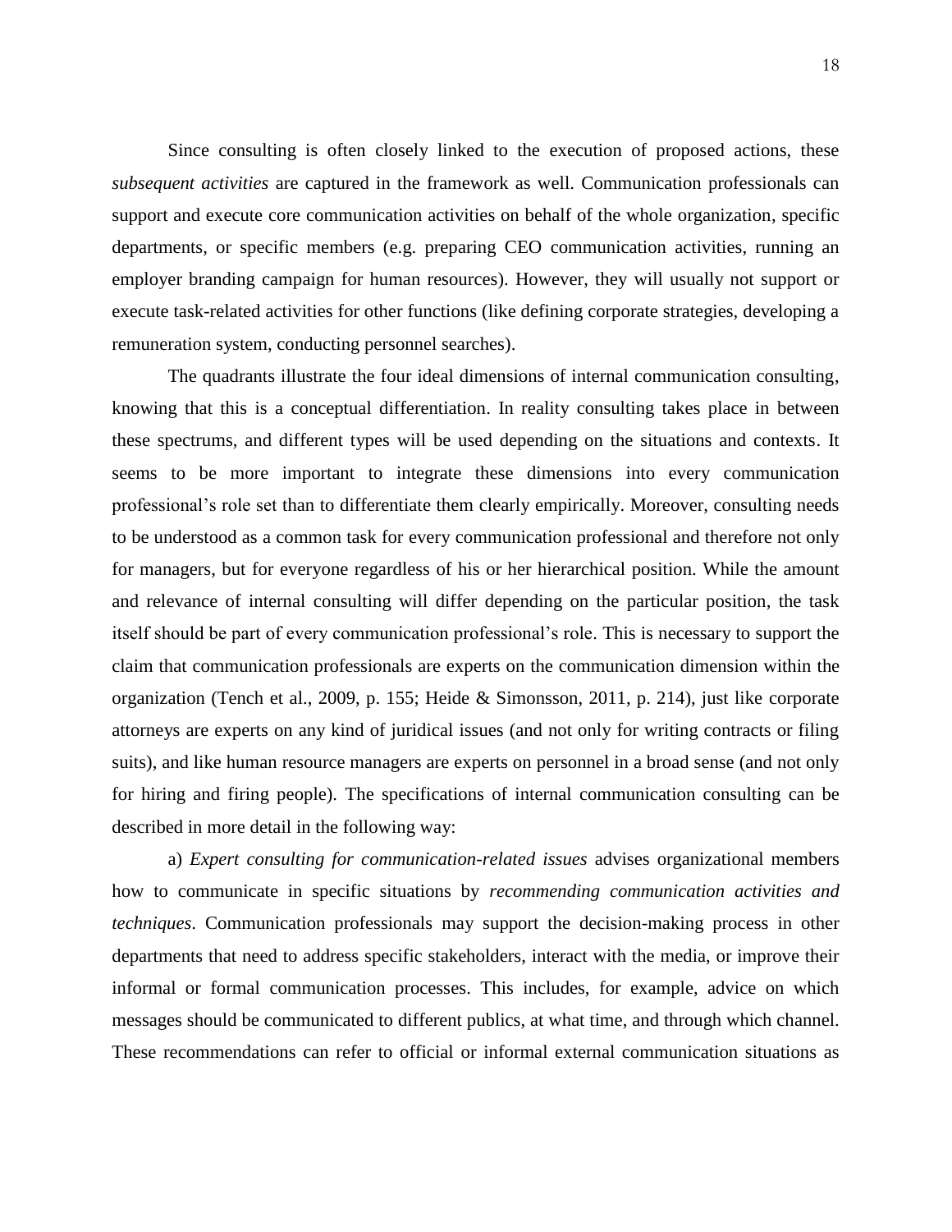Since consulting is often closely linked to the execution of proposed actions, these *subsequent activities* are captured in the framework as well. Communication professionals can support and execute core communication activities on behalf of the whole organization, specific departments, or specific members (e.g. preparing CEO communication activities, running an employer branding campaign for human resources). However, they will usually not support or execute task-related activities for other functions (like defining corporate strategies, developing a remuneration system, conducting personnel searches).

The quadrants illustrate the four ideal dimensions of internal communication consulting, knowing that this is a conceptual differentiation. In reality consulting takes place in between these spectrums, and different types will be used depending on the situations and contexts. It seems to be more important to integrate these dimensions into every communication professional's role set than to differentiate them clearly empirically. Moreover, consulting needs to be understood as a common task for every communication professional and therefore not only for managers, but for everyone regardless of his or her hierarchical position. While the amount and relevance of internal consulting will differ depending on the particular position, the task itself should be part of every communication professional's role. This is necessary to support the claim that communication professionals are experts on the communication dimension within the organization (Tench et al., 2009, p. 155; Heide & Simonsson, 2011, p. 214), just like corporate attorneys are experts on any kind of juridical issues (and not only for writing contracts or filing suits), and like human resource managers are experts on personnel in a broad sense (and not only for hiring and firing people). The specifications of internal communication consulting can be described in more detail in the following way:

a) *Expert consulting for communication-related issues* advises organizational members how to communicate in specific situations by *recommending communication activities and techniques*. Communication professionals may support the decision-making process in other departments that need to address specific stakeholders, interact with the media, or improve their informal or formal communication processes. This includes, for example, advice on which messages should be communicated to different publics, at what time, and through which channel. These recommendations can refer to official or informal external communication situations as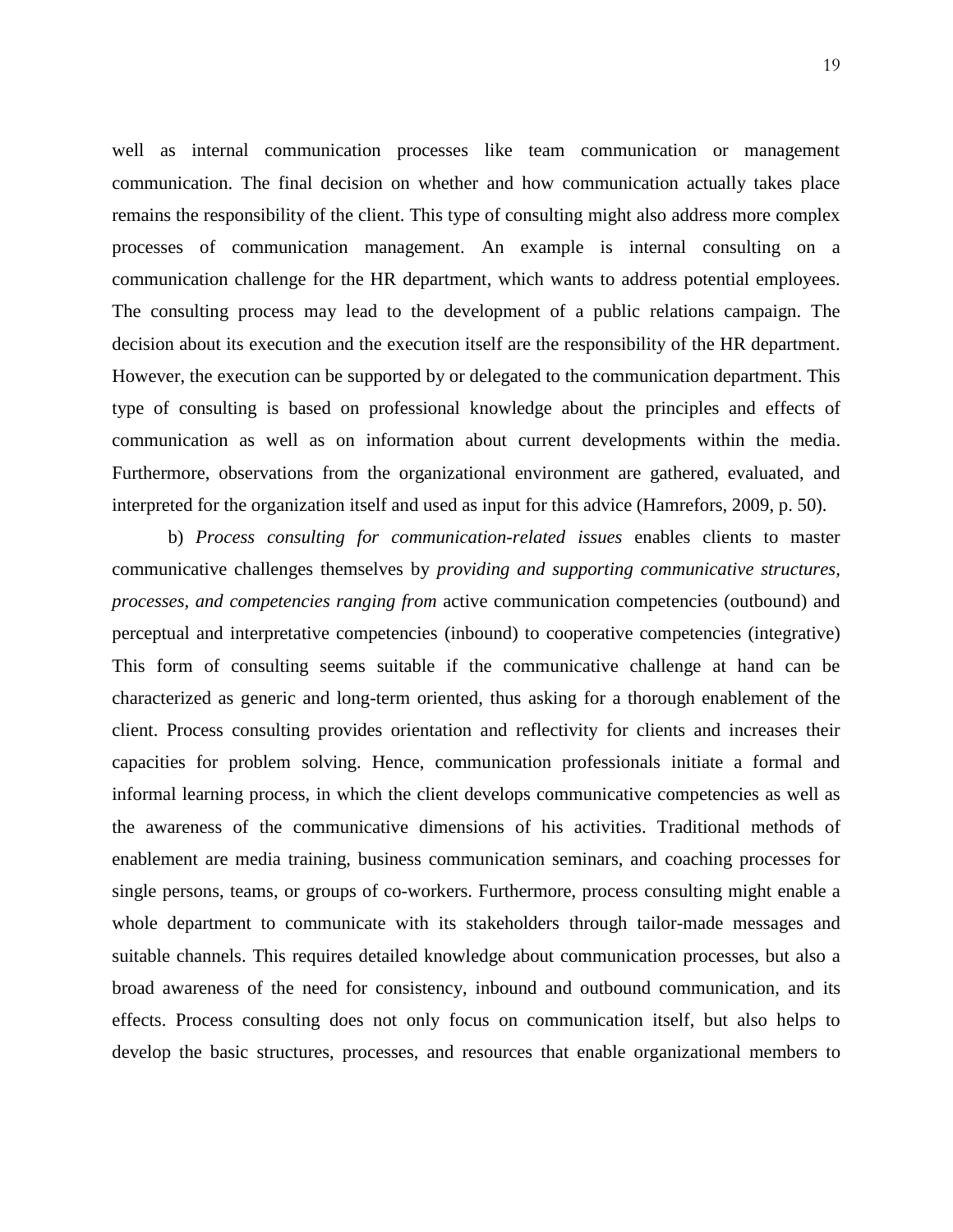well as internal communication processes like team communication or management communication. The final decision on whether and how communication actually takes place remains the responsibility of the client. This type of consulting might also address more complex processes of communication management. An example is internal consulting on a communication challenge for the HR department, which wants to address potential employees. The consulting process may lead to the development of a public relations campaign. The decision about its execution and the execution itself are the responsibility of the HR department. However, the execution can be supported by or delegated to the communication department. This type of consulting is based on professional knowledge about the principles and effects of communication as well as on information about current developments within the media. Furthermore, observations from the organizational environment are gathered, evaluated, and interpreted for the organization itself and used as input for this advice (Hamrefors, 2009, p. 50).

b) *Process consulting for communication-related issues* enables clients to master communicative challenges themselves by *providing and supporting communicative structures, processes, and competencies ranging from* active communication competencies (outbound) and perceptual and interpretative competencies (inbound) to cooperative competencies (integrative) This form of consulting seems suitable if the communicative challenge at hand can be characterized as generic and long-term oriented, thus asking for a thorough enablement of the client. Process consulting provides orientation and reflectivity for clients and increases their capacities for problem solving. Hence, communication professionals initiate a formal and informal learning process, in which the client develops communicative competencies as well as the awareness of the communicative dimensions of his activities. Traditional methods of enablement are media training, business communication seminars, and coaching processes for single persons, teams, or groups of co-workers. Furthermore, process consulting might enable a whole department to communicate with its stakeholders through tailor-made messages and suitable channels. This requires detailed knowledge about communication processes, but also a broad awareness of the need for consistency, inbound and outbound communication, and its effects. Process consulting does not only focus on communication itself, but also helps to develop the basic structures, processes, and resources that enable organizational members to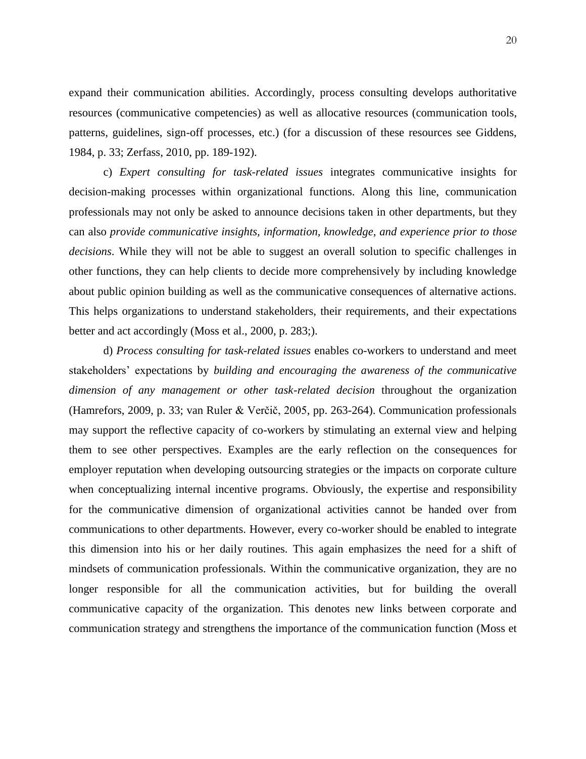expand their communication abilities. Accordingly, process consulting develops authoritative resources (communicative competencies) as well as allocative resources (communication tools, patterns, guidelines, sign-off processes, etc.) (for a discussion of these resources see Giddens, 1984, p. 33; Zerfass, 2010, pp. 189-192).

c) *Expert consulting for task-related issues* integrates communicative insights for decision-making processes within organizational functions. Along this line, communication professionals may not only be asked to announce decisions taken in other departments, but they can also *provide communicative insights, information, knowledge, and experience prior to those decisions*. While they will not be able to suggest an overall solution to specific challenges in other functions, they can help clients to decide more comprehensively by including knowledge about public opinion building as well as the communicative consequences of alternative actions. This helps organizations to understand stakeholders, their requirements, and their expectations better and act accordingly (Moss et al., 2000, p. 283;).

d) *Process consulting for task-related issues* enables co-workers to understand and meet stakeholders' expectations by *building and encouraging the awareness of the communicative dimension of any management or other task-related decision* throughout the organization (Hamrefors, 2009, p. 33; van Ruler & Verčič, 2005, pp. 263-264). Communication professionals may support the reflective capacity of co-workers by stimulating an external view and helping them to see other perspectives. Examples are the early reflection on the consequences for employer reputation when developing outsourcing strategies or the impacts on corporate culture when conceptualizing internal incentive programs. Obviously, the expertise and responsibility for the communicative dimension of organizational activities cannot be handed over from communications to other departments. However, every co-worker should be enabled to integrate this dimension into his or her daily routines. This again emphasizes the need for a shift of mindsets of communication professionals. Within the communicative organization, they are no longer responsible for all the communication activities, but for building the overall communicative capacity of the organization. This denotes new links between corporate and communication strategy and strengthens the importance of the communication function (Moss et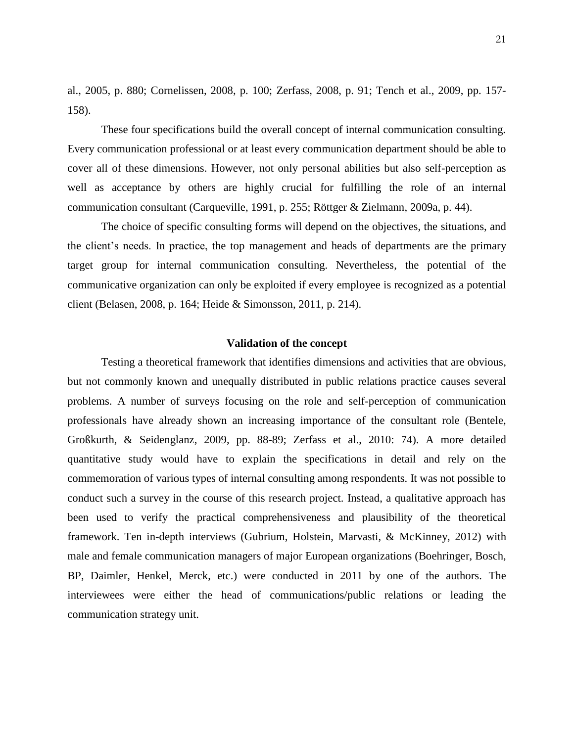al., 2005, p. 880; Cornelissen, 2008, p. 100; Zerfass, 2008, p. 91; Tench et al., 2009, pp. 157-158).

These four specifications build the overall concept of internal communication consulting. Every communication professional or at least every communication department should be able to cover all of these dimensions. However, not only personal abilities but also self-perception as well as acceptance by others are highly crucial for fulfilling the role of an internal communication consultant (Carqueville, 1991, p. 255; Röttger & Zielmann, 2009a, p. 44).

The choice of specific consulting forms will depend on the objectives, the situations, and the client's needs. In practice, the top management and heads of departments are the primary target group for internal communication consulting. Nevertheless, the potential of the communicative organization can only be exploited if every employee is recognized as a potential client (Belasen, 2008, p. 164; Heide & Simonsson, 2011, p. 214).

## Validation of the concept

Testing a theoretical framework that identifies dimensions and activities that are obvious, but not commonly known and unequally distributed in public relations practice causes several problems. A number of surveys focusing on the role and self-perception of communication professionals have already shown an increasing importance of the consultant role (Bentele, Großkurth, & Seidenglanz, 2009, pp. 88-89; Zerfass et al., 2010: 74). A more detailed quantitative study would have to explain the specifications in detail and rely on the commemoration of various types of internal consulting among respondents. It was not possible to conduct such a survey in the course of this research project. Instead, a qualitative approach has been used to verify the practical comprehensiveness and plausibility of the theoretical framework. Ten in-depth interviews (Gubrium, Holstein, Marvasti, & McKinney, 2012) with male and female communication managers of major European organizations (Boehringer, Bosch, BP, Daimler, Henkel, Merck, etc.) were conducted in 2011 by one of the authors. The interviewees were either the head of communications/public relations or leading the communication strategy unit.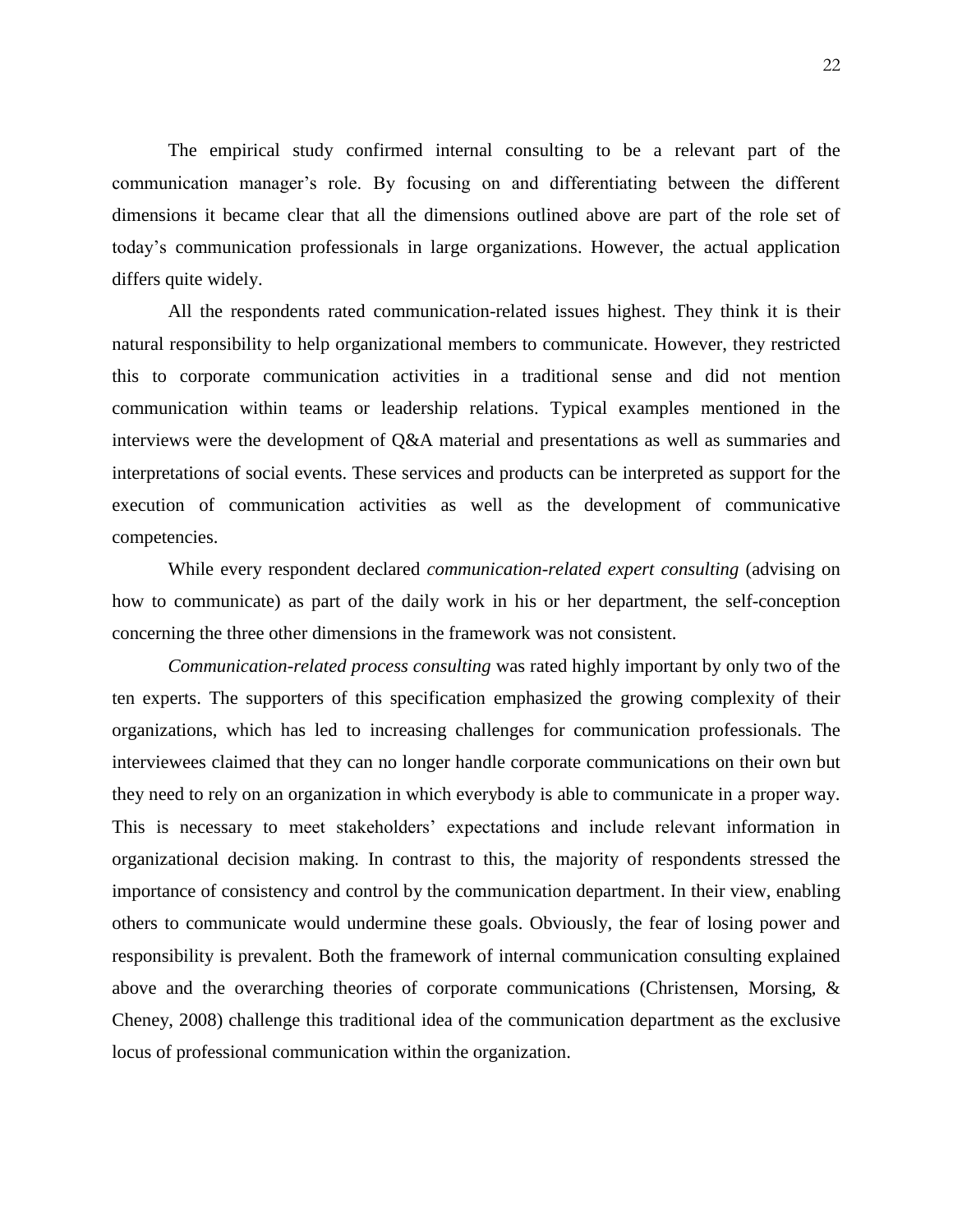The empirical study confirmed internal consulting to be a relevant part of the communication manager's role. By focusing on and differentiating between the different dimensions it became clear that all the dimensions outlined above are part of the role set of today's communication professionals in large organizations. However, the actual application differs quite widely.

All the respondents rated communication-related issues highest. They think it is their natural responsibility to help organizational members to communicate. However, they restricted this to corporate communication activities in a traditional sense and did not mention communication within teams or leadership relations. Typical examples mentioned in the interviews were the development of Q&A material and presentations as well as summaries and interpretations of social events. These services and products can be interpreted as support for the execution of communication activities as well as the development of communicative competencies.

While every respondent declared *communication-related expert consulting* (advising on how to communicate) as part of the daily work in his or her department, the self-conception concerning the three other dimensions in the framework was not consistent.

*Communication-related process consulting* was rated highly important by only two of the ten experts. The supporters of this specification emphasized the growing complexity of their organizations, which has led to increasing challenges for communication professionals. The interviewees claimed that they can no longer handle corporate communications on their own but they need to rely on an organization in which everybody is able to communicate in a proper way. This is necessary to meet stakeholders' expectations and include relevant information in organizational decision making. In contrast to this, the majority of respondents stressed the importance of consistency and control by the communication department. In their view, enabling others to communicate would undermine these goals. Obviously, the fear of losing power and responsibility is prevalent. Both the framework of internal communication consulting explained above and the overarching theories of corporate communications (Christensen, Morsing, & Cheney, 2008) challenge this traditional idea of the communication department as the exclusive locus of professional communication within the organization.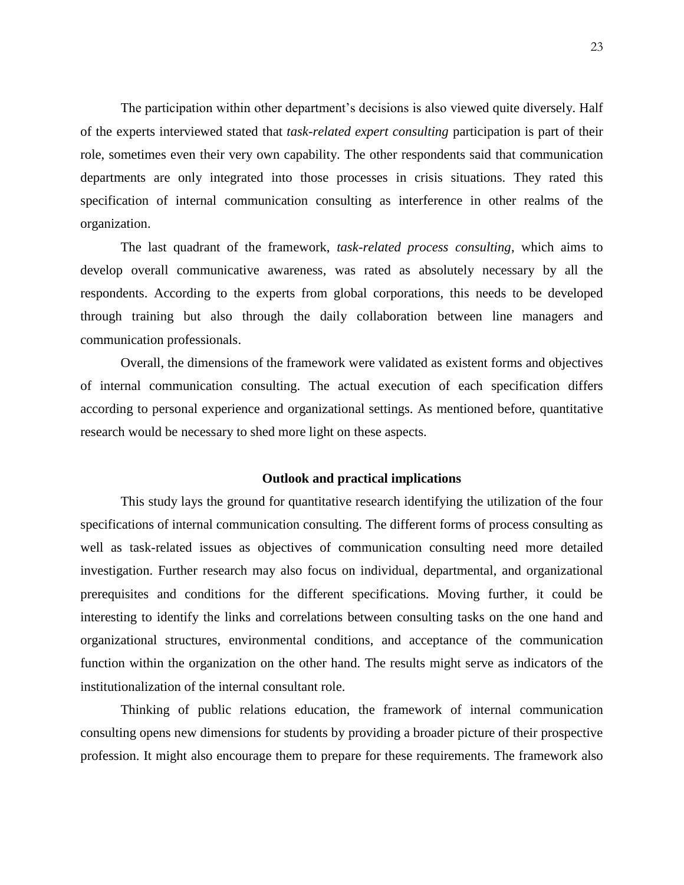The participation within other department's decisions is also viewed quite diversely. Half of the experts interviewed stated that *task-related expert consulting* participation is part of their role, sometimes even their very own capability. The other respondents said that communication departments are only integrated into those processes in crisis situations. They rated this specification of internal communication consulting as interference in other realms of the organization.

The last quadrant of the framework, *task-related process consulting*, which aims to develop overall communicative awareness, was rated as absolutely necessary by all the respondents. According to the experts from global corporations, this needs to be developed through training but also through the daily collaboration between line managers and communication professionals.

Overall, the dimensions of the framework were validated as existent forms and objectives of internal communication consulting. The actual execution of each specification differs according to personal experience and organizational settings. As mentioned before, quantitative research would be necessary to shed more light on these aspects.

## Outlook and practical implications

This study lays the ground for quantitative research identifying the utilization of the four specifications of internal communication consulting. The different forms of process consulting as well as task-related issues as objectives of communication consulting need more detailed investigation. Further research may also focus on individual, departmental, and organizational prerequisites and conditions for the different specifications. Moving further, it could be interesting to identify the links and correlations between consulting tasks on the one hand and organizational structures, environmental conditions, and acceptance of the communication function within the organization on the other hand. The results might serve as indicators of the institutionalization of the internal consultant role.

Thinking of public relations education, the framework of internal communication consulting opens new dimensions for students by providing a broader picture of their prospective profession. It might also encourage them to prepare for these requirements. The framework also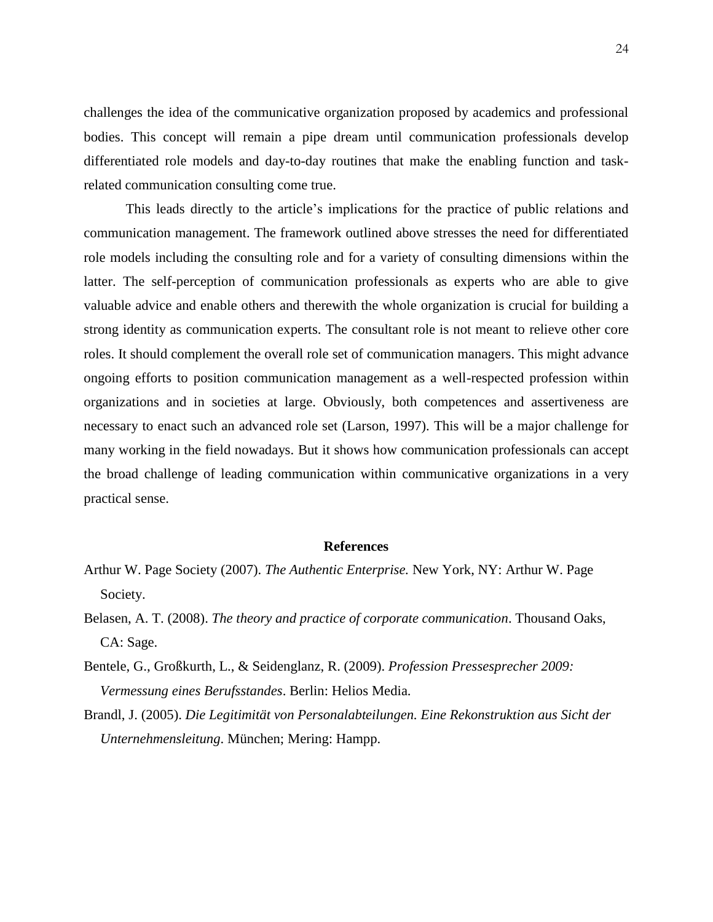challenges the idea of the communicative organization proposed by academics and professional bodies. This concept will remain a pipe dream until communication professionals develop differentiated role models and day-to-day routines that make the enabling function and task-related communication consulting come true.

This leads directly to the article's implications for the practice of public relations and communication management. The framework outlined above stresses the need for differentiated role models including the consulting role and for a variety of consulting dimensions within the latter. The self-perception of communication professionals as experts who are able to give valuable advice and enable others and therewith the whole organization is crucial for building a strong identity as communication experts. The consultant role is not meant to relieve other core roles. It should complement the overall role set of communication managers. This might advance ongoing efforts to position communication management as a well-respected profession within organizations and in societies at large. Obviously, both competences and assertiveness are necessary to enact such an advanced role set (Larson, 1997). This will be a major challenge for many working in the field nowadays. But it shows how communication professionals can accept the broad challenge of leading communication within communicative organizations in a very practical sense.

## References

Arthur W. Page Society (2007). *The Authentic Enterprise.* New York, NY: Arthur W. Page Society.

Belasen, A. T. (2008). *The theory and practice of corporate communication*. Thousand Oaks, CA: Sage.

Bentele, G., Großkurth, L., & Seidenglanz, R. (2009). *Profession Pressesprecher 2009: Vermessung eines Berufsstandes*. Berlin: Helios Media.

Brandl, J. (2005). *Die Legitimität von Personalabteilungen. Eine Rekonstruktion aus Sicht der Unternehmensleitung*. München; Mering: Hampp.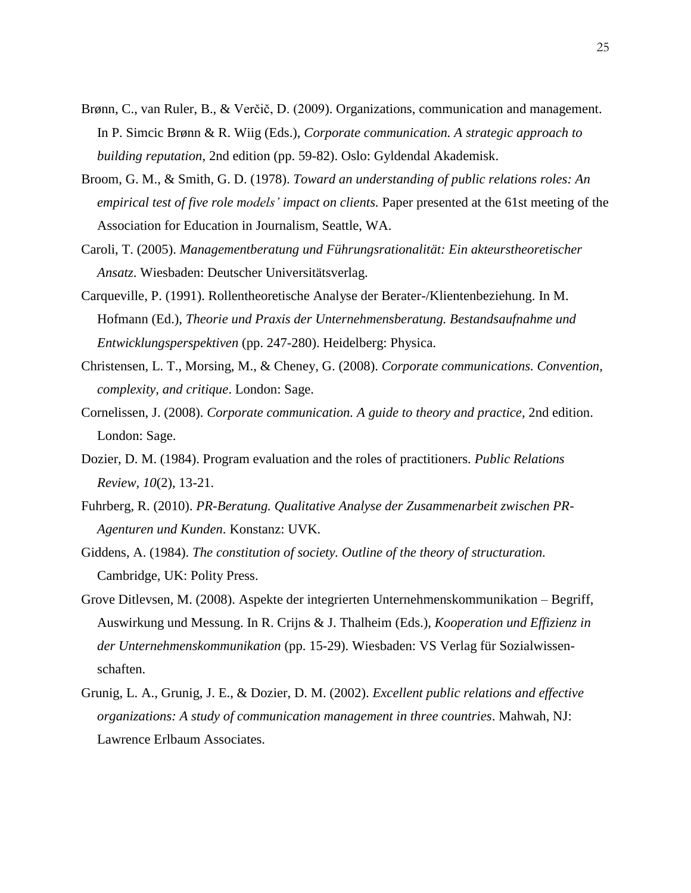Brønn, C., van Ruler, B., & Verčič, D. (2009). Organizations, communication and management. In P. Simcic Brønn & R. Wiig (Eds.), *Corporate communication. A strategic approach to building reputation*, 2nd edition (pp. 59-82). Oslo: Gyldendal Akademisk.

Broom, G. M., & Smith, G. D. (1978). *Toward an understanding of public relations roles: An empirical test of five role models' impact on clients.* Paper presented at the 61st meeting of the Association for Education in Journalism, Seattle, WA.

Caroli, T. (2005). *Managementberatung und Führungsrationalität: Ein akteurstheoretischer Ansatz*. Wiesbaden: Deutscher Universitätsverlag.

Carqueville, P. (1991). Rollentheoretische Analyse der Berater-/Klientenbeziehung. In M. Hofmann (Ed.), *Theorie und Praxis der Unternehmensberatung. Bestandsaufnahme und Entwicklungsperspektiven* (pp. 247-280). Heidelberg: Physica.

Christensen, L. T., Morsing, M., & Cheney, G. (2008). *Corporate communications. Convention, complexity, and critique*. London: Sage.

Cornelissen, J. (2008). *Corporate communication. A guide to theory and practice*, 2nd edition. London: Sage.

Dozier, D. M. (1984). Program evaluation and the roles of practitioners. *Public Relations Review, 10*(2), 13-21.

Fuhrberg, R. (2010). *PR-Beratung. Qualitative Analyse der Zusammenarbeit zwischen PR-Agenturen und Kunden*. Konstanz: UVK.

Giddens, A. (1984). *The constitution of society. Outline of the theory of structuration.* Cambridge, UK: Polity Press.

Grove Ditlevsen, M. (2008). Aspekte der integrierten Unternehmenskommunikation – Begriff, Auswirkung und Messung. In R. Crijns & J. Thalheim (Eds.), *Kooperation und Effizienz in der Unternehmenskommunikation* (pp. 15-29). Wiesbaden: VS Verlag für Sozialwissenschaften.

Grunig, L. A., Grunig, J. E., & Dozier, D. M. (2002). *Excellent public relations and effective organizations: A study of communication management in three countries*. Mahwah, NJ: Lawrence Erlbaum Associates.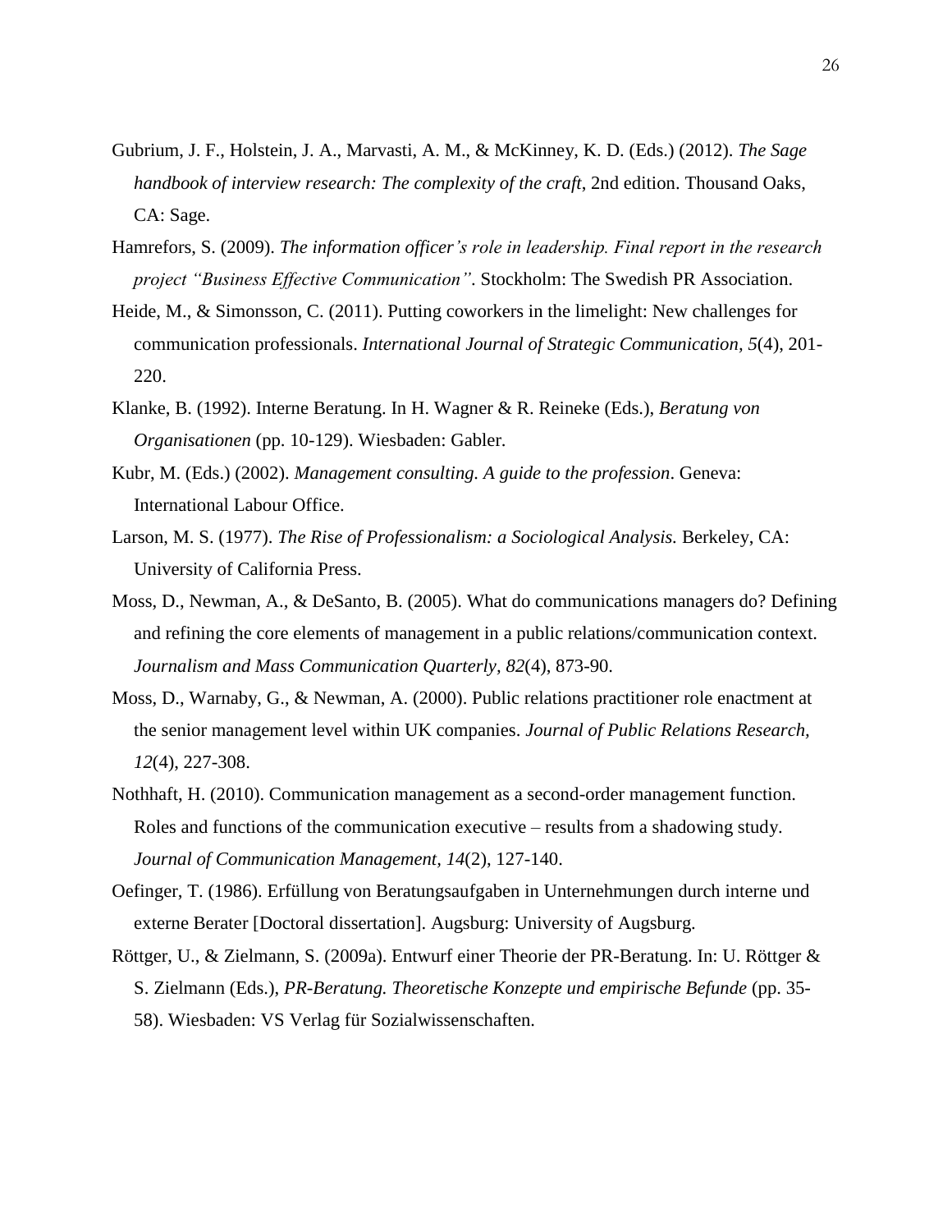Gubrium, J. F., Holstein, J. A., Marvasti, A. M., & McKinney, K. D. (Eds.) (2012). *The Sage handbook of interview research: The complexity of the craft*, 2nd edition. Thousand Oaks, CA: Sage.

Hamrefors, S. (2009). *The information officer's role in leadership. Final report in the research project "Business Effective Communication"*. Stockholm: The Swedish PR Association.

Heide, M., & Simonsson, C. (2011). Putting coworkers in the limelight: New challenges for communication professionals. *International Journal of Strategic Communication, 5*(4), 201-220.

Klanke, B. (1992). Interne Beratung. In H. Wagner & R. Reineke (Eds.), *Beratung von Organisationen* (pp. 10-129). Wiesbaden: Gabler.

Kubr, M. (Eds.) (2002). *Management consulting. A guide to the profession*. Geneva: International Labour Office.

Larson, M. S. (1977). *The Rise of Professionalism: a Sociological Analysis.* Berkeley, CA: University of California Press.

Moss, D., Newman, A., & DeSanto, B. (2005). What do communications managers do? Defining and refining the core elements of management in a public relations/communication context. *Journalism and Mass Communication Quarterly, 82*(4), 873-90.

Moss, D., Warnaby, G., & Newman, A. (2000). Public relations practitioner role enactment at the senior management level within UK companies. *Journal of Public Relations Research, 12*(4), 227-308.

Nothhaft, H. (2010). Communication management as a second-order management function. Roles and functions of the communication executive – results from a shadowing study. *Journal of Communication Management, 14*(2), 127-140.

Oefinger, T. (1986). Erfüllung von Beratungsaufgaben in Unternehmungen durch interne und externe Berater [Doctoral dissertation]. Augsburg: University of Augsburg.

Röttger, U., & Zielmann, S. (2009a). Entwurf einer Theorie der PR-Beratung. In: U. Röttger & S. Zielmann (Eds.), *PR-Beratung. Theoretische Konzepte und empirische Befunde* (pp. 35-58). Wiesbaden: VS Verlag für Sozialwissenschaften.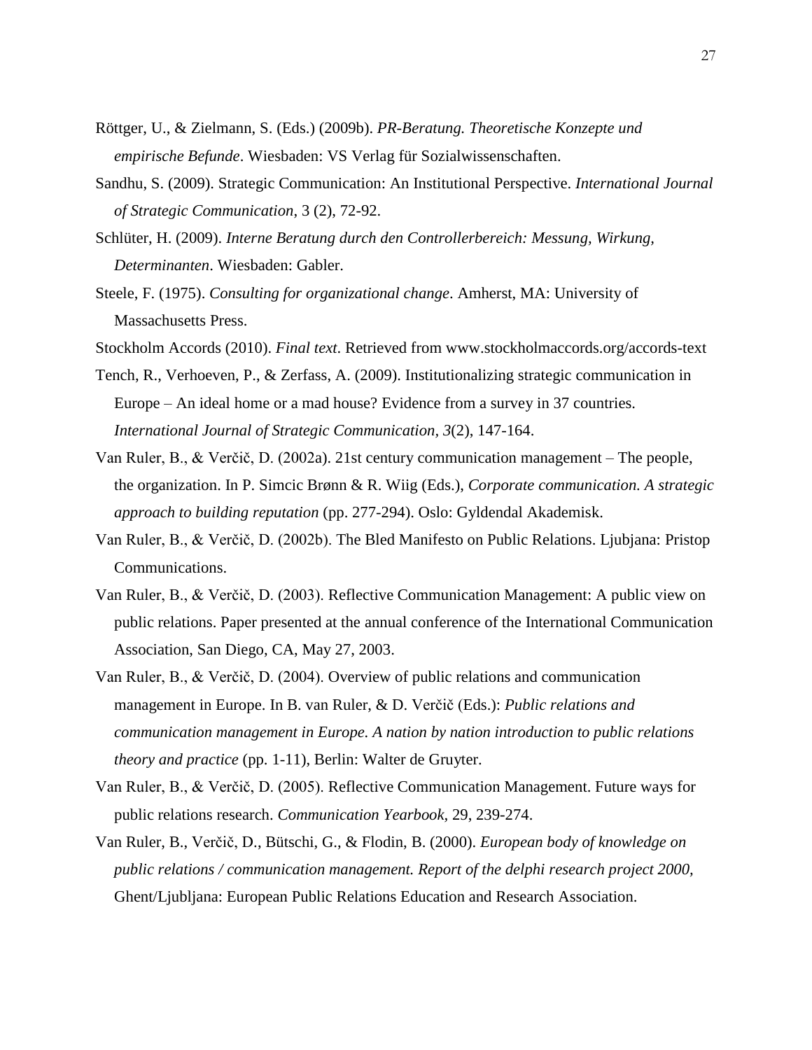Röttger, U., & Zielmann, S. (Eds.) (2009b). *PR-Beratung. Theoretische Konzepte und empirische Befunde*. Wiesbaden: VS Verlag für Sozialwissenschaften.

Sandhu, S. (2009). Strategic Communication: An Institutional Perspective. *International Journal of Strategic Communication*, 3 (2), 72-92.

Schlüter, H. (2009). *Interne Beratung durch den Controllerbereich: Messung, Wirkung, Determinanten*. Wiesbaden: Gabler.

Steele, F. (1975). *Consulting for organizational change*. Amherst, MA: University of Massachusetts Press.

Stockholm Accords (2010). *Final text*. Retrieved from www.stockholmaccords.org/accords-text

Tench, R., Verhoeven, P., & Zerfass, A. (2009). Institutionalizing strategic communication in Europe – An ideal home or a mad house? Evidence from a survey in 37 countries. *International Journal of Strategic Communication*, *3*(2), 147-164.

Van Ruler, B., & Verčič, D. (2002a). 21st century communication management – The people, the organization. In P. Simcic Brønn & R. Wiig (Eds.), *Corporate communication. A strategic approach to building reputation* (pp. 277-294). Oslo: Gyldendal Akademisk.

Van Ruler, B., & Verčič, D. (2002b). The Bled Manifesto on Public Relations. Ljubjana: Pristop Communications.

Van Ruler, B., & Verčič, D. (2003). Reflective Communication Management: A public view on public relations. Paper presented at the annual conference of the International Communication Association, San Diego, CA, May 27, 2003.

Van Ruler, B., & Verčič, D. (2004). Overview of public relations and communication management in Europe. In B. van Ruler, & D. Verčič (Eds.): *Public relations and communication management in Europe. A nation by nation introduction to public relations theory and practice* (pp. 1-11), Berlin: Walter de Gruyter.

Van Ruler, B., & Verčič, D. (2005). Reflective Communication Management. Future ways for public relations research. *Communication Yearbook*, 29, 239-274.

Van Ruler, B., Verčič, D., Bütschi, G., & Flodin, B. (2000). *European body of knowledge on public relations / communication management. Report of the delphi research project 2000*, Ghent/Ljubljana: European Public Relations Education and Research Association.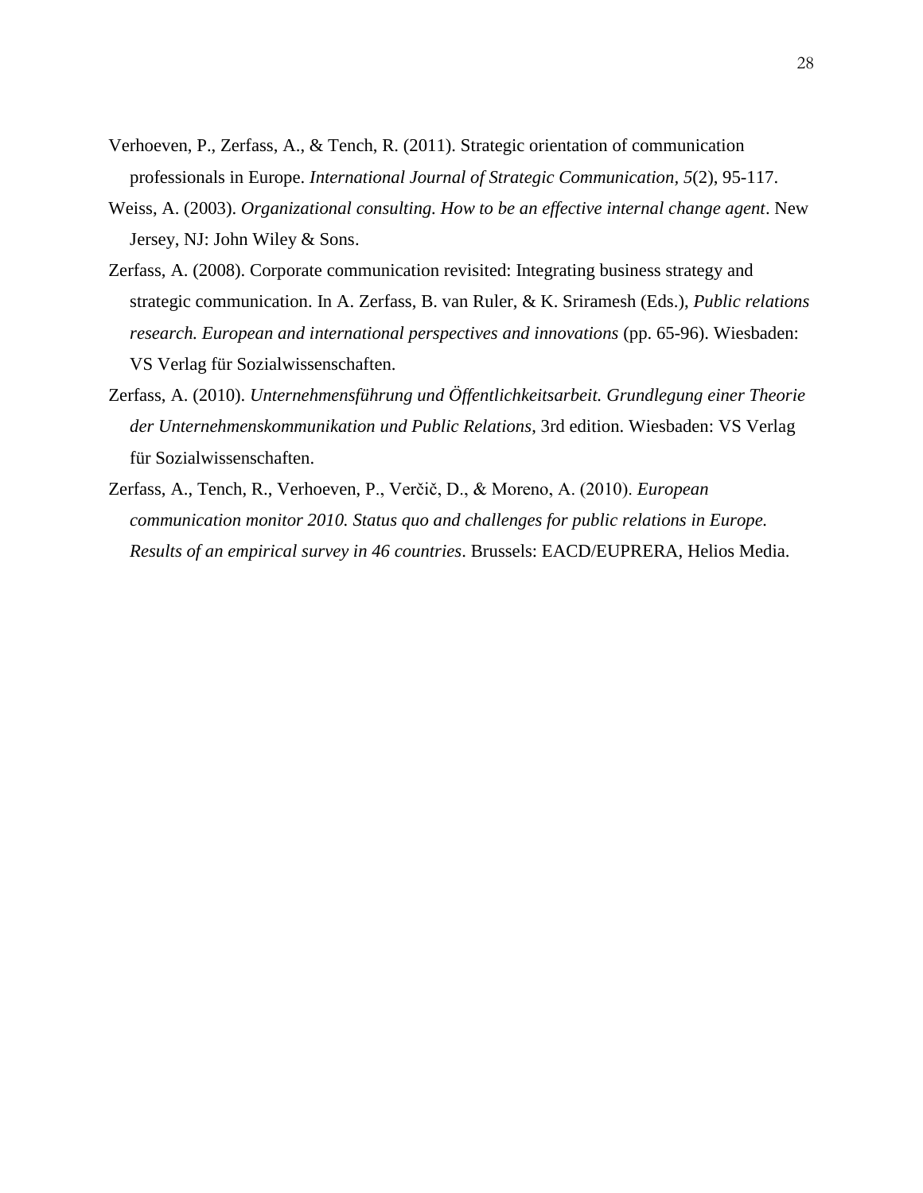Verhoeven, P., Zerfass, A., & Tench, R. (2011). Strategic orientation of communication professionals in Europe. *International Journal of Strategic Communication*, *5*(2), 95-117.

Weiss, A. (2003). *Organizational consulting. How to be an effective internal change agent*. New Jersey, NJ: John Wiley & Sons.

Zerfass, A. (2008). Corporate communication revisited: Integrating business strategy and strategic communication. In A. Zerfass, B. van Ruler, & K. Sriramesh (Eds.), *Public relations research. European and international perspectives and innovations* (pp. 65-96). Wiesbaden: VS Verlag für Sozialwissenschaften.

Zerfass, A. (2010). *Unternehmensführung und Öffentlichkeitsarbeit. Grundlegung einer Theorie der Unternehmenskommunikation und Public Relations*, 3rd edition. Wiesbaden: VS Verlag für Sozialwissenschaften.

Zerfass, A., Tench, R., Verhoeven, P., Verčič, D., & Moreno, A. (2010). *European communication monitor 2010. Status quo and challenges for public relations in Europe. Results of an empirical survey in 46 countries*. Brussels: EACD/EUPRERA, Helios Media.